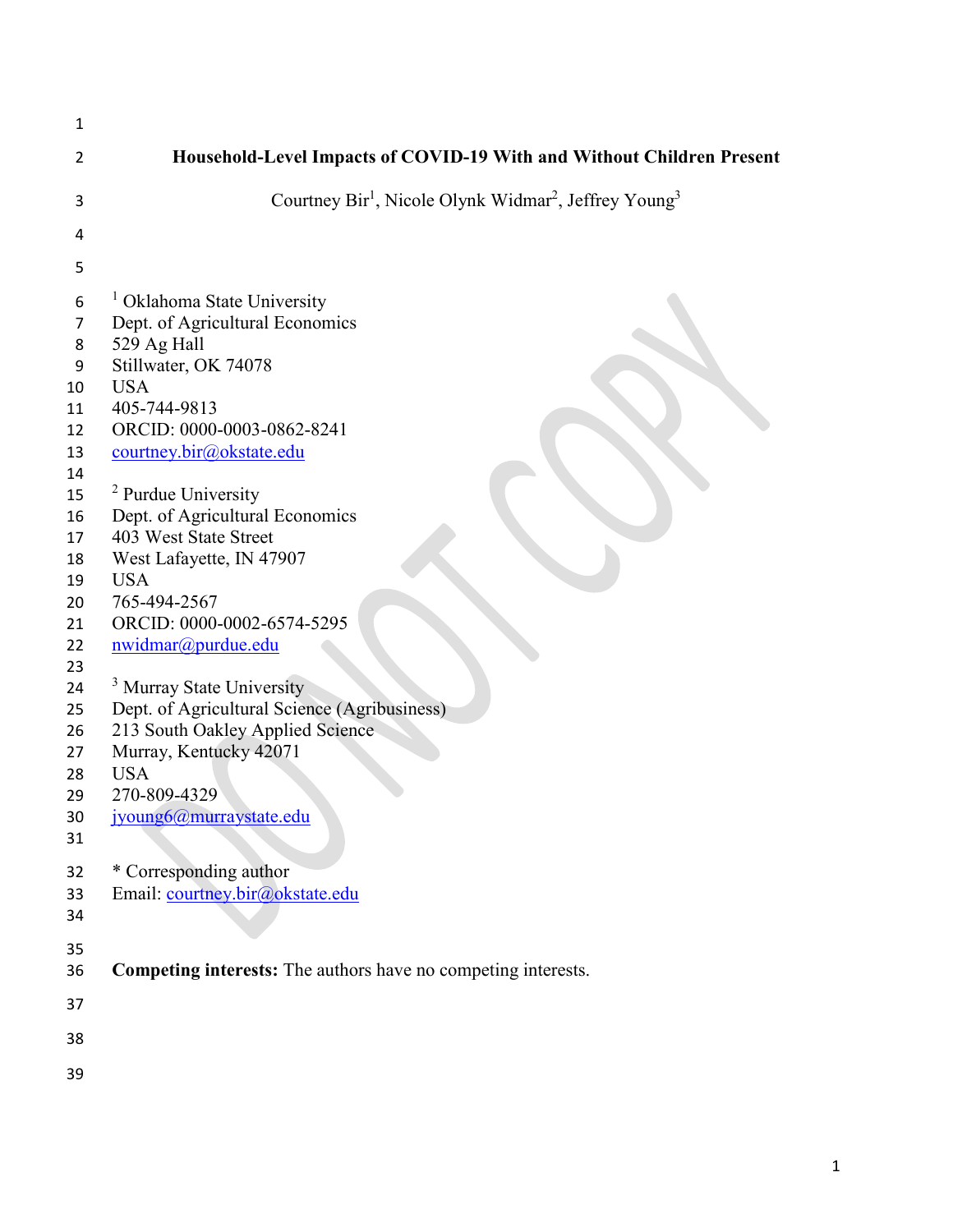# Household-Level Impacts of COVID-19 With and Without Children Present

Courtney Bir[1], Nicole Olynk Widmar[2], Jeffrey Young[3]

[1] Oklahoma State University
Dept. of Agricultural Economics
529 Ag Hall
Stillwater, OK 74078
USA
405-744-9813
ORCID: 0000-0003-0862-8241
courtney.bir@okstate.edu

[2] Purdue University
Dept. of Agricultural Economics
403 West State Street
West Lafayette, IN 47907
USA
765-494-2567
ORCID: 0000-0002-6574-5295
nwidmar@purdue.edu

[3] Murray State University
Dept. of Agricultural Science (Agribusiness)
213 South Oakley Applied Science
Murray, Kentucky 42071
USA
270-809-4329
jyoung6@murraystate.edu

* Corresponding author
Email: courtney.bir@okstate.edu

**Competing interests:** The authors have no competing interests.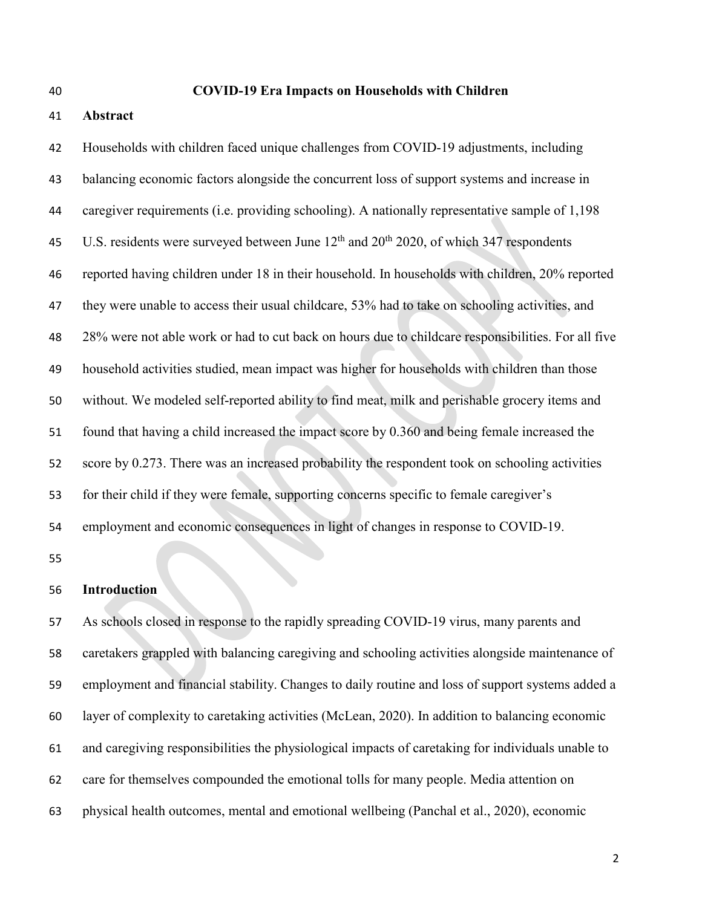## COVID-19 Era Impacts on Households with Children

### Abstract

Households with children faced unique challenges from COVID-19 adjustments, including balancing economic factors alongside the concurrent loss of support systems and increase in caregiver requirements (i.e. providing schooling). A nationally representative sample of 1,198 U.S. residents were surveyed between June 12th and 20th 2020, of which 347 respondents reported having children under 18 in their household. In households with children, 20% reported they were unable to access their usual childcare, 53% had to take on schooling activities, and 28% were not able work or had to cut back on hours due to childcare responsibilities. For all five household activities studied, mean impact was higher for households with children than those without. We modeled self-reported ability to find meat, milk and perishable grocery items and found that having a child increased the impact score by 0.360 and being female increased the score by 0.273. There was an increased probability the respondent took on schooling activities for their child if they were female, supporting concerns specific to female caregiver's employment and economic consequences in light of changes in response to COVID-19.

### Introduction

As schools closed in response to the rapidly spreading COVID-19 virus, many parents and caretakers grappled with balancing caregiving and schooling activities alongside maintenance of employment and financial stability. Changes to daily routine and loss of support systems added a layer of complexity to caretaking activities (McLean, 2020). In addition to balancing economic and caregiving responsibilities the physiological impacts of caretaking for individuals unable to care for themselves compounded the emotional tolls for many people. Media attention on physical health outcomes, mental and emotional wellbeing (Panchal et al., 2020), economic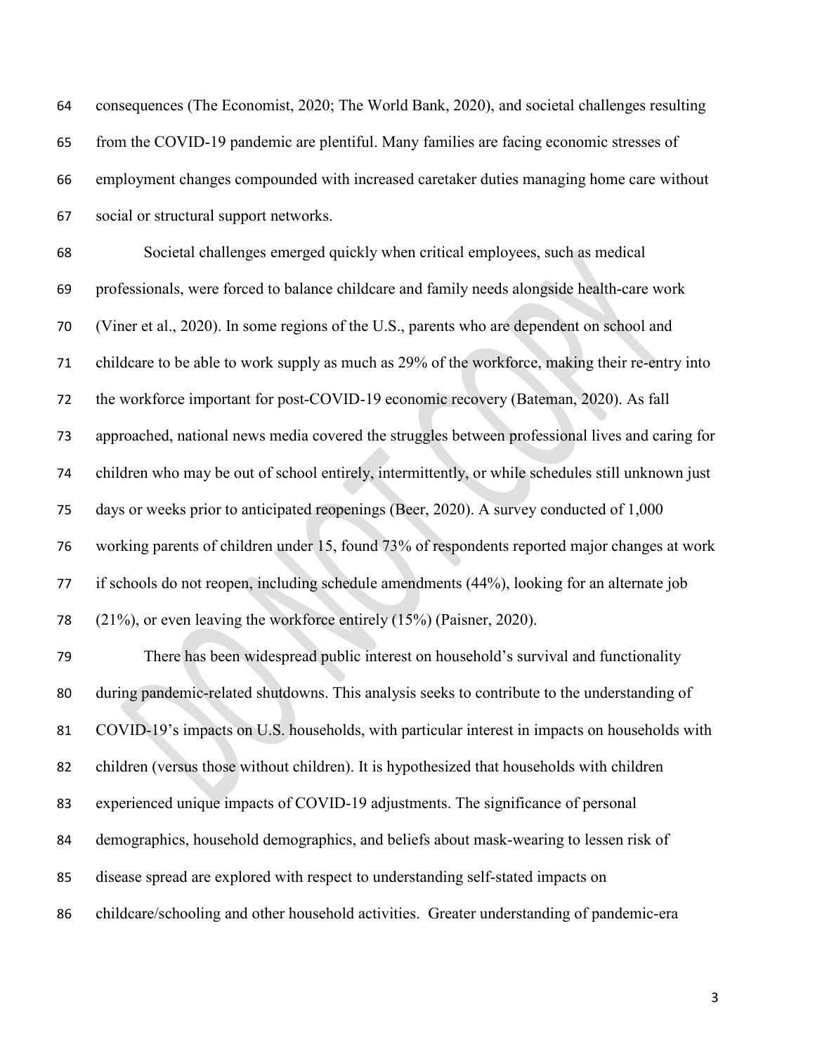consequences (The Economist, 2020; The World Bank, 2020), and societal challenges resulting from the COVID-19 pandemic are plentiful. Many families are facing economic stresses of employment changes compounded with increased caretaker duties managing home care without social or structural support networks.

Societal challenges emerged quickly when critical employees, such as medical professionals, were forced to balance childcare and family needs alongside health-care work (Viner et al., 2020). In some regions of the U.S., parents who are dependent on school and childcare to be able to work supply as much as 29% of the workforce, making their re-entry into the workforce important for post-COVID-19 economic recovery (Bateman, 2020). As fall approached, national news media covered the struggles between professional lives and caring for children who may be out of school entirely, intermittently, or while schedules still unknown just days or weeks prior to anticipated reopenings (Beer, 2020). A survey conducted of 1,000 working parents of children under 15, found 73% of respondents reported major changes at work if schools do not reopen, including schedule amendments (44%), looking for an alternate job (21%), or even leaving the workforce entirely (15%) (Paisner, 2020).

There has been widespread public interest on household's survival and functionality during pandemic-related shutdowns. This analysis seeks to contribute to the understanding of COVID-19's impacts on U.S. households, with particular interest in impacts on households with children (versus those without children). It is hypothesized that households with children experienced unique impacts of COVID-19 adjustments. The significance of personal demographics, household demographics, and beliefs about mask-wearing to lessen risk of disease spread are explored with respect to understanding self-stated impacts on childcare/schooling and other household activities. Greater understanding of pandemic-era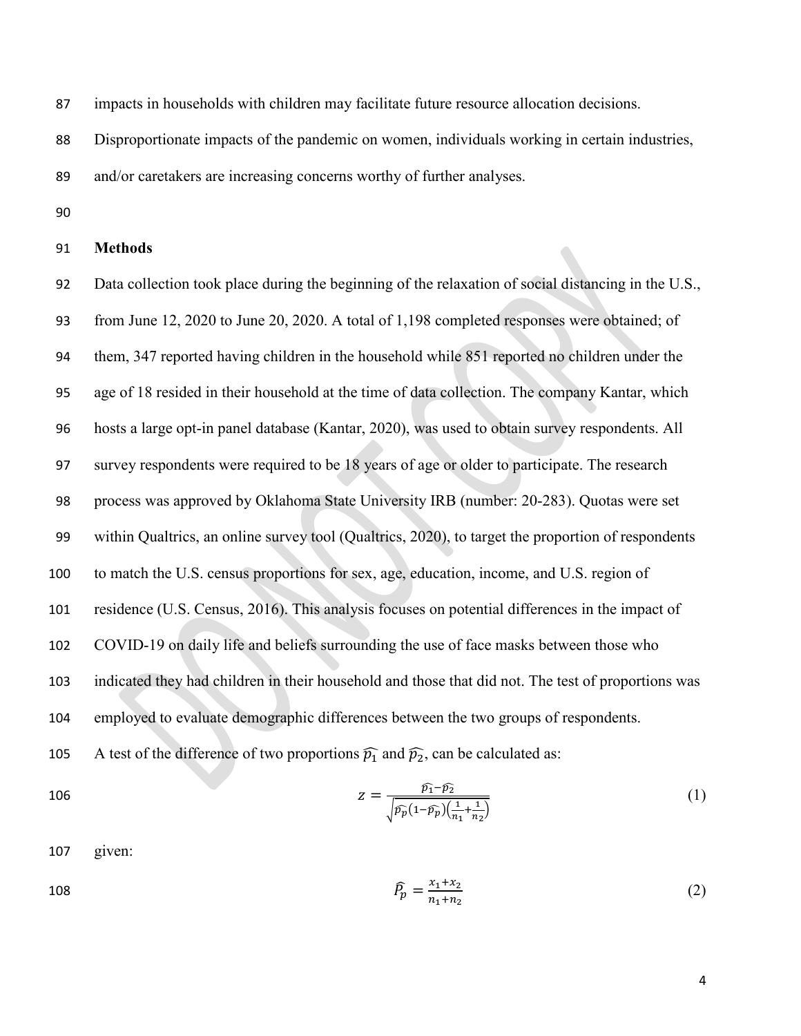impacts in households with children may facilitate future resource allocation decisions. Disproportionate impacts of the pandemic on women, individuals working in certain industries, and/or caretakers are increasing concerns worthy of further analyses.

## Methods

Data collection took place during the beginning of the relaxation of social distancing in the U.S., from June 12, 2020 to June 20, 2020. A total of 1,198 completed responses were obtained; of them, 347 reported having children in the household while 851 reported no children under the age of 18 resided in their household at the time of data collection. The company Kantar, which hosts a large opt-in panel database (Kantar, 2020), was used to obtain survey respondents. All survey respondents were required to be 18 years of age or older to participate. The research process was approved by Oklahoma State University IRB (number: 20-283). Quotas were set within Qualtrics, an online survey tool (Qualtrics, 2020), to target the proportion of respondents to match the U.S. census proportions for sex, age, education, income, and U.S. region of residence (U.S. Census, 2016). This analysis focuses on potential differences in the impact of COVID-19 on daily life and beliefs surrounding the use of face masks between those who indicated they had children in their household and those that did not. The test of proportions was employed to evaluate demographic differences between the two groups of respondents.

A test of the difference of two proportions $\widehat{p_1}$ and $\widehat{p_2}$, can be calculated as:

$$z = \frac{\widehat{p_1} - \widehat{p_2}}{\sqrt{\widehat{p_p}\left(1 - \widehat{p_p}\right)\left(\frac{1}{n_1} + \frac{1}{n_2}\right)}} \tag{1}$$

given:

$$\widehat{P_p} = \frac{x_1 + x_2}{n_1 + n_2} \tag{2}$$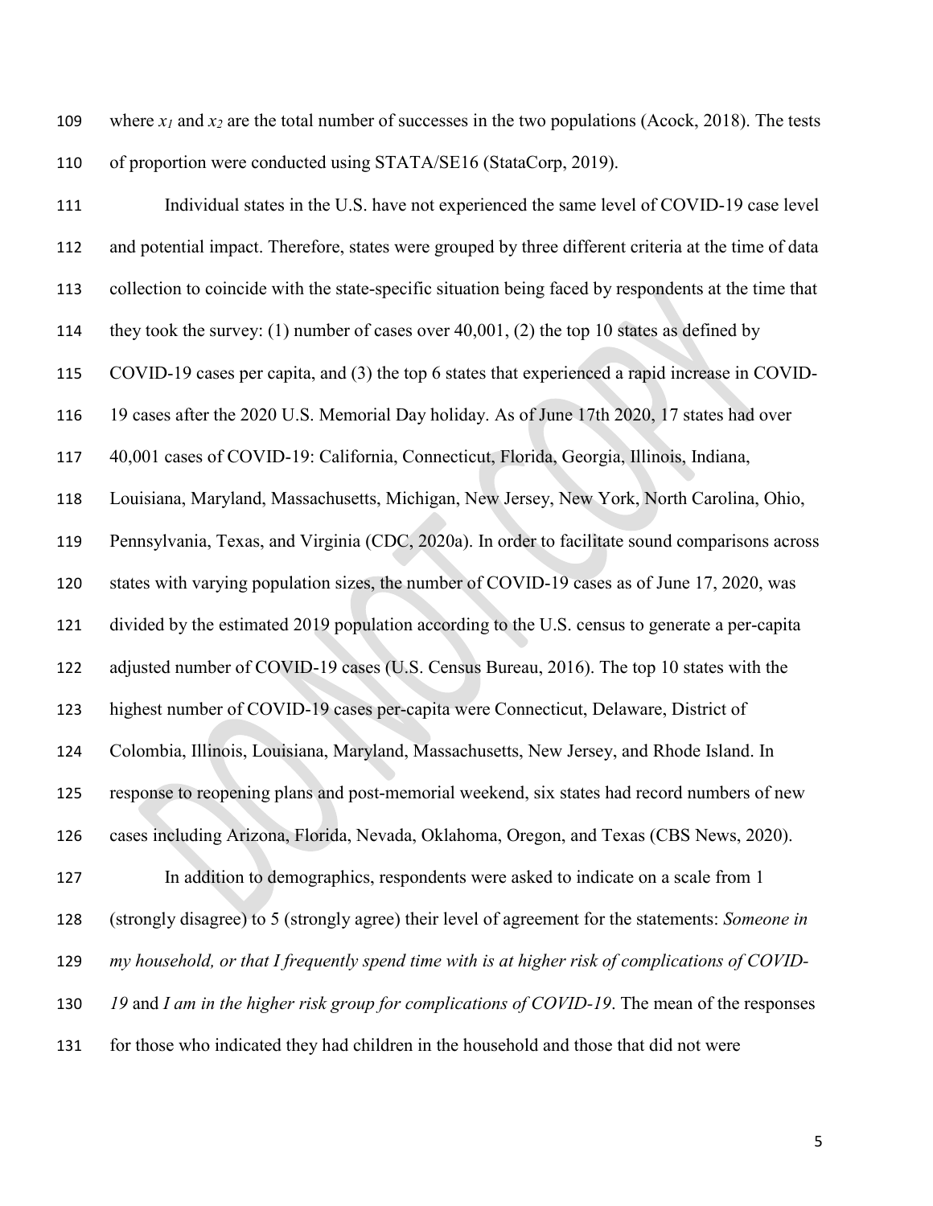where $x_1$ and $x_2$ are the total number of successes in the two populations (Acock, 2018). The tests of proportion were conducted using STATA/SE16 (StataCorp, 2019).

Individual states in the U.S. have not experienced the same level of COVID-19 case level and potential impact. Therefore, states were grouped by three different criteria at the time of data collection to coincide with the state-specific situation being faced by respondents at the time that they took the survey: (1) number of cases over 40,001, (2) the top 10 states as defined by COVID-19 cases per capita, and (3) the top 6 states that experienced a rapid increase in COVID-19 cases after the 2020 U.S. Memorial Day holiday. As of June 17th 2020, 17 states had over 40,001 cases of COVID-19: California, Connecticut, Florida, Georgia, Illinois, Indiana, Louisiana, Maryland, Massachusetts, Michigan, New Jersey, New York, North Carolina, Ohio, Pennsylvania, Texas, and Virginia (CDC, 2020a). In order to facilitate sound comparisons across states with varying population sizes, the number of COVID-19 cases as of June 17, 2020, was divided by the estimated 2019 population according to the U.S. census to generate a per-capita adjusted number of COVID-19 cases (U.S. Census Bureau, 2016). The top 10 states with the highest number of COVID-19 cases per-capita were Connecticut, Delaware, District of Colombia, Illinois, Louisiana, Maryland, Massachusetts, New Jersey, and Rhode Island. In response to reopening plans and post-memorial weekend, six states had record numbers of new cases including Arizona, Florida, Nevada, Oklahoma, Oregon, and Texas (CBS News, 2020).

In addition to demographics, respondents were asked to indicate on a scale from 1 (strongly disagree) to 5 (strongly agree) their level of agreement for the statements: *Someone in my household, or that I frequently spend time with is at higher risk of complications of COVID-19* and *I am in the higher risk group for complications of COVID-19*. The mean of the responses for those who indicated they had children in the household and those that did not were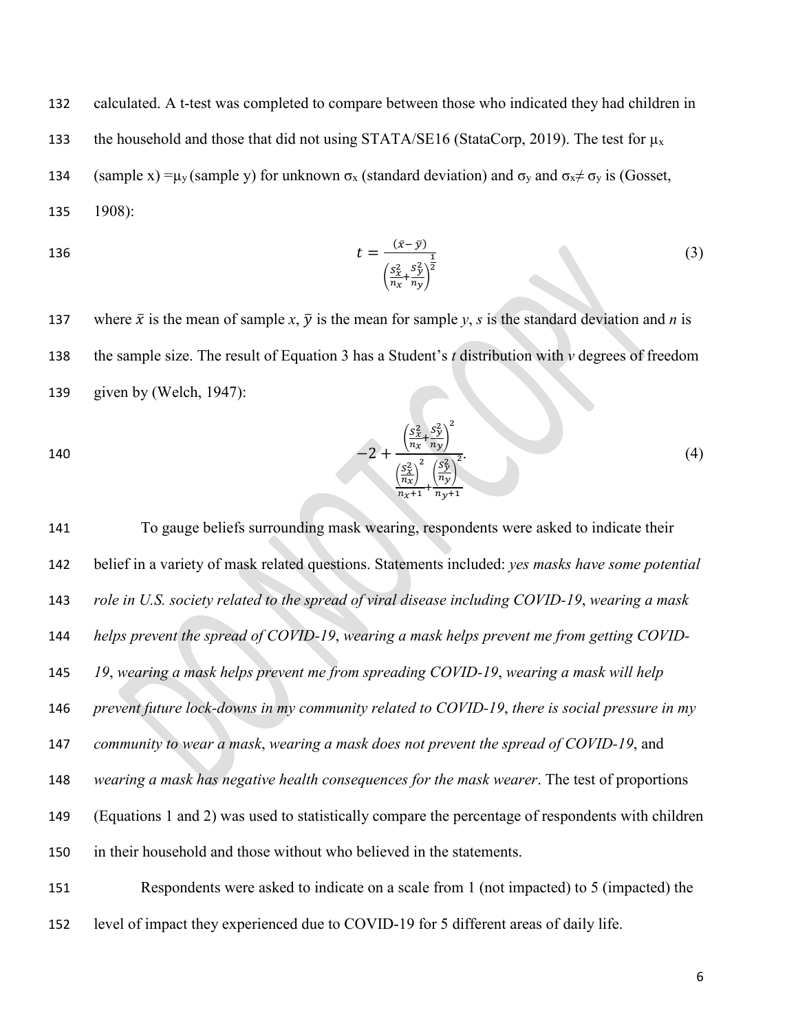calculated. A t-test was completed to compare between those who indicated they had children in the household and those that did not using STATA/SE16 (StataCorp, 2019). The test for $\mu_x$ (sample x) $=\mu_y$ (sample y) for unknown $\sigma_x$ (standard deviation) and $\sigma_y$ and $\sigma_x \neq \sigma_y$ is (Gosset, 1908):

$$t = \frac{(\bar{x} - \bar{y})}{\left(\frac{s_x^2}{n_x} + \frac{s_y^2}{n_y}\right)^{\frac{1}{2}}} \tag{3}$$

where $\bar{x}$ is the mean of sample *x*, $\bar{y}$ is the mean for sample *y*, *s* is the standard deviation and *n* is the sample size. The result of Equation 3 has a Student's *t* distribution with *v* degrees of freedom given by (Welch, 1947):

$$-2 + \frac{\left(\frac{s_x^2}{n_x} + \frac{s_y^2}{n_y}\right)^2}{\frac{\left(\frac{s_x^2}{n_x}\right)^2}{n_x+1} + \frac{\left(\frac{s_y^2}{n_y}\right)^2}{n_y+1}}. \tag{4}$$

To gauge beliefs surrounding mask wearing, respondents were asked to indicate their belief in a variety of mask related questions. Statements included: *yes masks have some potential role in U.S. society related to the spread of viral disease including COVID-19*, *wearing a mask helps prevent the spread of COVID-19*, *wearing a mask helps prevent me from getting COVID-19*, *wearing a mask helps prevent me from spreading COVID-19*, *wearing a mask will help prevent future lock-downs in my community related to COVID-19*, *there is social pressure in my community to wear a mask*, *wearing a mask does not prevent the spread of COVID-19*, and *wearing a mask has negative health consequences for the mask wearer*. The test of proportions (Equations 1 and 2) was used to statistically compare the percentage of respondents with children in their household and those without who believed in the statements.

Respondents were asked to indicate on a scale from 1 (not impacted) to 5 (impacted) the level of impact they experienced due to COVID-19 for 5 different areas of daily life.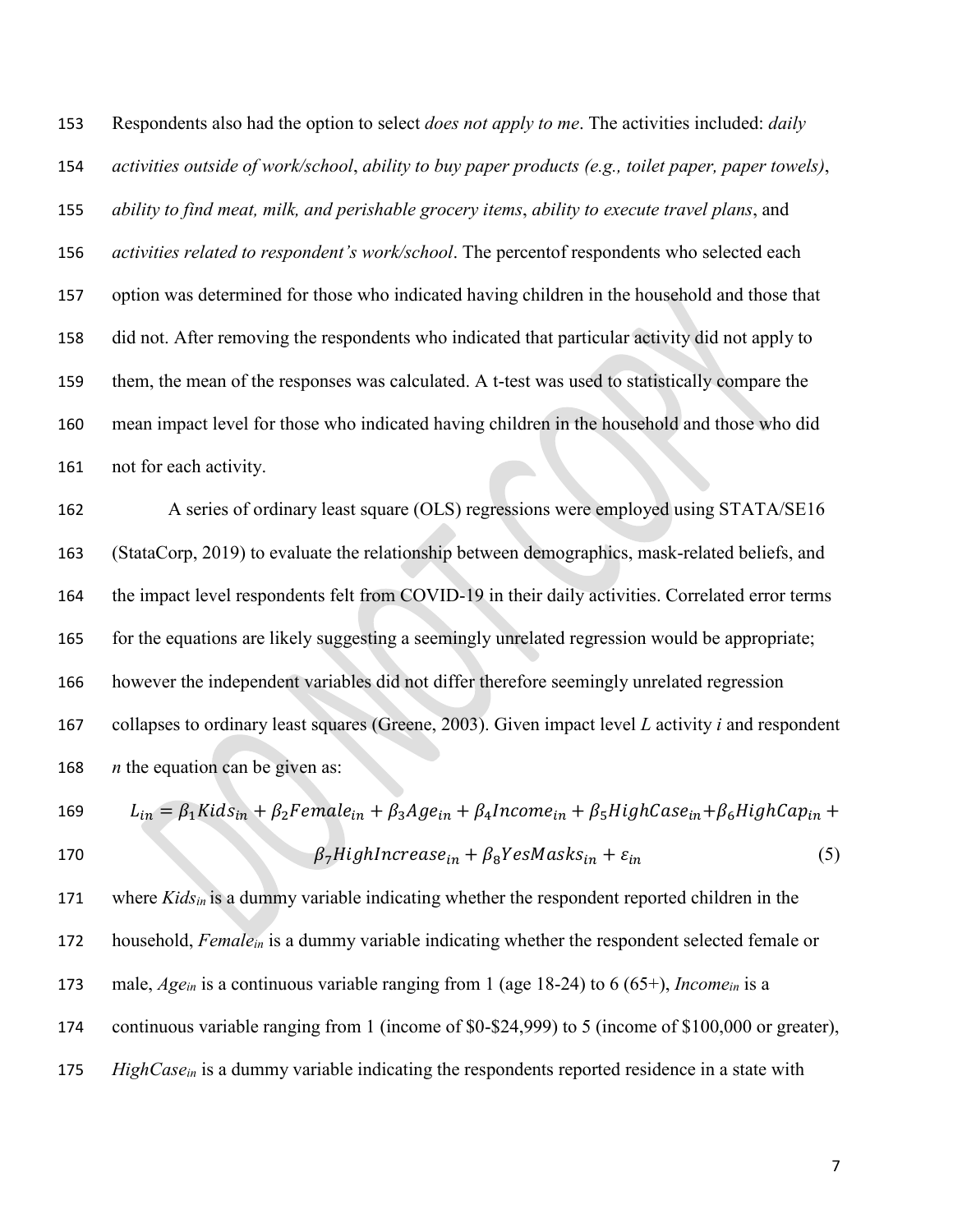Respondents also had the option to select *does not apply to me*. The activities included: *daily activities outside of work/school*, *ability to buy paper products (e.g., toilet paper, paper towels)*, *ability to find meat, milk, and perishable grocery items*, *ability to execute travel plans*, and *activities related to respondent's work/school*. The percentof respondents who selected each option was determined for those who indicated having children in the household and those that did not. After removing the respondents who indicated that particular activity did not apply to them, the mean of the responses was calculated. A t-test was used to statistically compare the mean impact level for those who indicated having children in the household and those who did not for each activity.

A series of ordinary least square (OLS) regressions were employed using STATA/SE16 (StataCorp, 2019) to evaluate the relationship between demographics, mask-related beliefs, and the impact level respondents felt from COVID-19 in their daily activities. Correlated error terms for the equations are likely suggesting a seemingly unrelated regression would be appropriate; however the independent variables did not differ therefore seemingly unrelated regression collapses to ordinary least squares (Greene, 2003). Given impact level *L* activity *i* and respondent *n* the equation can be given as:

$$L_{in} = \beta_1 Kids_{in} + \beta_2 Female_{in} + \beta_3 Age_{in} + \beta_4 Income_{in} + \beta_5 HighCase_{in} + \beta_6 HighCap_{in} + \beta_7 HighIncrease_{in} + \beta_8 YesMasks_{in} + \varepsilon_{in} \quad (5)$$

where $Kids_{in}$ is a dummy variable indicating whether the respondent reported children in the household, $Female_{in}$ is a dummy variable indicating whether the respondent selected female or male, $Age_{in}$ is a continuous variable ranging from 1 (age 18-24) to 6 (65+), $Income_{in}$ is a continuous variable ranging from 1 (income of \$0-\$24,999) to 5 (income of \$100,000 or greater), $HighCase_{in}$ is a dummy variable indicating the respondents reported residence in a state with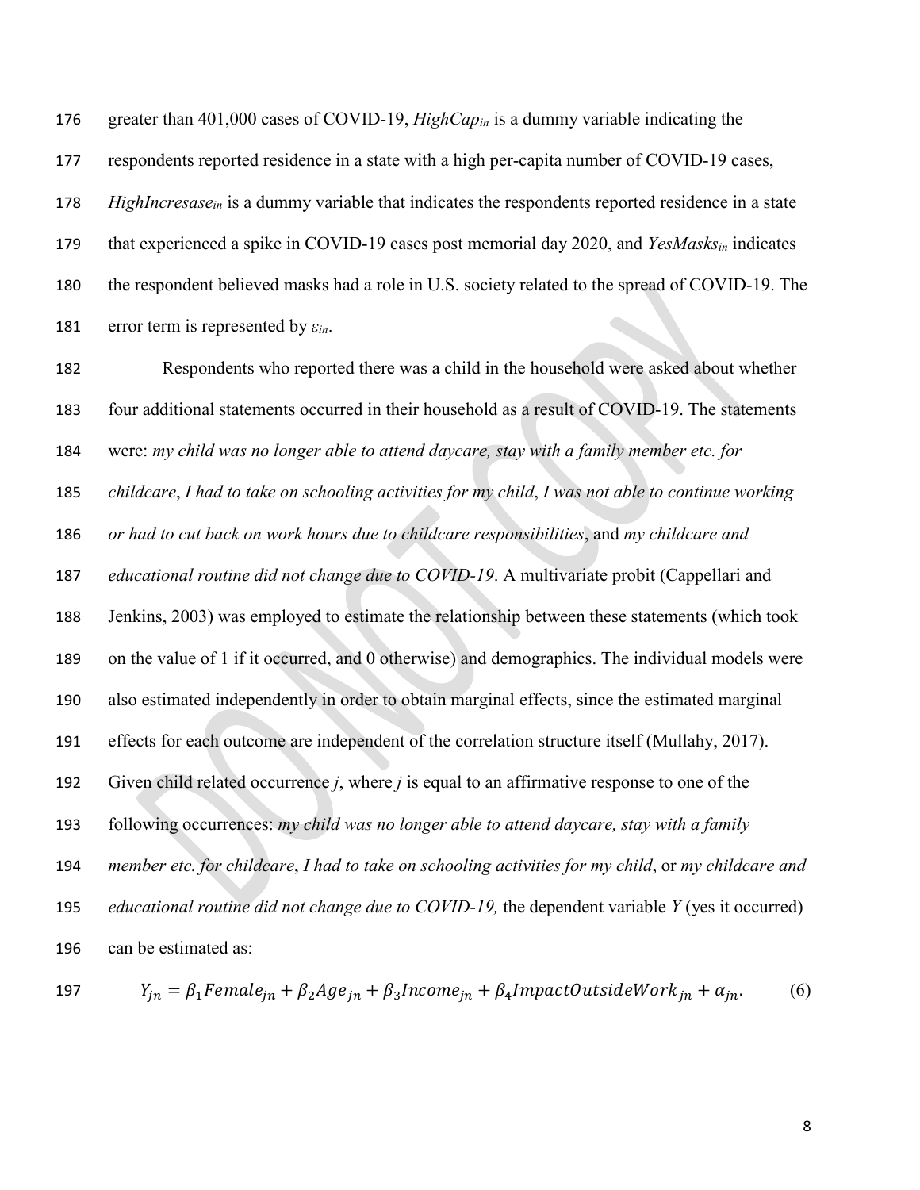greater than 401,000 cases of COVID-19, $HighCap_{in}$ is a dummy variable indicating the respondents reported residence in a state with a high per-capita number of COVID-19 cases, $HighIncresase_{in}$ is a dummy variable that indicates the respondents reported residence in a state that experienced a spike in COVID-19 cases post memorial day 2020, and $YesMasks_{in}$ indicates the respondent believed masks had a role in U.S. society related to the spread of COVID-19. The error term is represented by $\varepsilon_{in}$.

Respondents who reported there was a child in the household were asked about whether four additional statements occurred in their household as a result of COVID-19. The statements were: *my child was no longer able to attend daycare, stay with a family member etc. for childcare*, *I had to take on schooling activities for my child*, *I was not able to continue working or had to cut back on work hours due to childcare responsibilities*, and *my childcare and educational routine did not change due to COVID-19*. A multivariate probit (Cappellari and Jenkins, 2003) was employed to estimate the relationship between these statements (which took on the value of 1 if it occurred, and 0 otherwise) and demographics. The individual models were also estimated independently in order to obtain marginal effects, since the estimated marginal effects for each outcome are independent of the correlation structure itself (Mullahy, 2017). Given child related occurrence *j*, where *j* is equal to an affirmative response to one of the following occurrences: *my child was no longer able to attend daycare, stay with a family member etc. for childcare*, *I had to take on schooling activities for my child*, or *my childcare and educational routine did not change due to COVID-19,* the dependent variable *Y* (yes it occurred) can be estimated as:

$$Y_{jn} = \beta_1 Female_{jn} + \beta_2 Age_{jn} + \beta_3 Income_{jn} + \beta_4 ImpactOutsideWork_{jn} + \alpha_{jn}. \quad (6)$$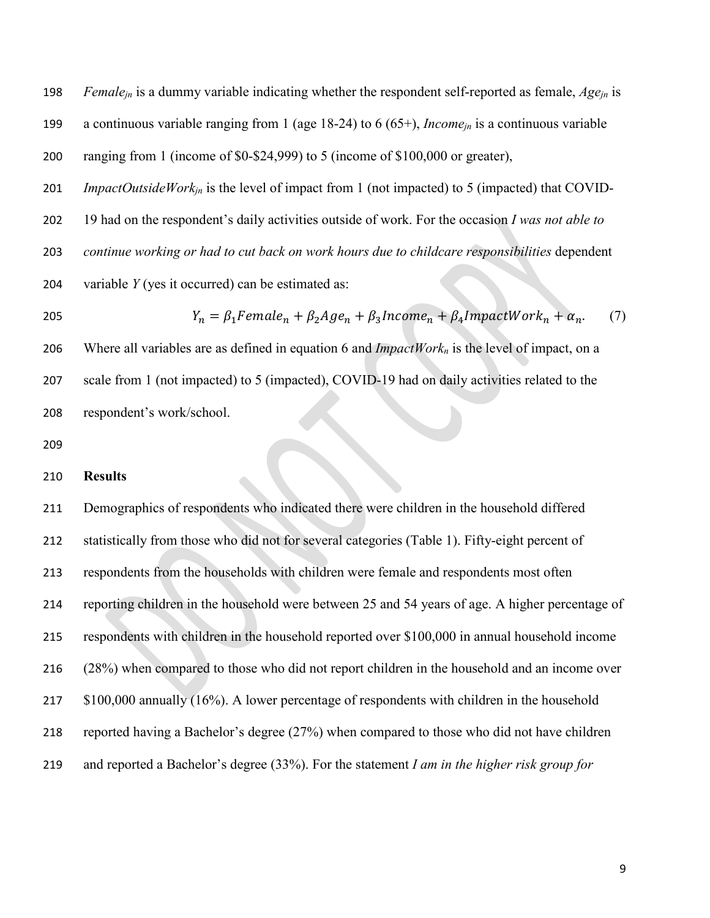$Female_{jn}$ is a dummy variable indicating whether the respondent self-reported as female, $Age_{jn}$ is a continuous variable ranging from 1 (age 18-24) to 6 (65+), $Income_{jn}$ is a continuous variable ranging from 1 (income of \$0-\$24,999) to 5 (income of \$100,000 or greater), $ImpactOutsideWork_{jn}$ is the level of impact from 1 (not impacted) to 5 (impacted) that COVID-19 had on the respondent's daily activities outside of work. For the occasion *I was not able to continue working or had to cut back on work hours due to childcare responsibilities* dependent variable *Y* (yes it occurred) can be estimated as:

$$Y_n = \beta_1 Female_n + \beta_2 Age_n + \beta_3 Income_n + \beta_4 ImpactWork_n + \alpha_n. \quad (7)$$

Where all variables are as defined in equation 6 and $ImpactWork_n$ is the level of impact, on a scale from 1 (not impacted) to 5 (impacted), COVID-19 had on daily activities related to the respondent's work/school.

## Results

Demographics of respondents who indicated there were children in the household differed statistically from those who did not for several categories (Table 1). Fifty-eight percent of respondents from the households with children were female and respondents most often reporting children in the household were between 25 and 54 years of age. A higher percentage of respondents with children in the household reported over \$100,000 in annual household income (28%) when compared to those who did not report children in the household and an income over \$100,000 annually (16%). A lower percentage of respondents with children in the household reported having a Bachelor's degree (27%) when compared to those who did not have children and reported a Bachelor's degree (33%). For the statement *I am in the higher risk group for*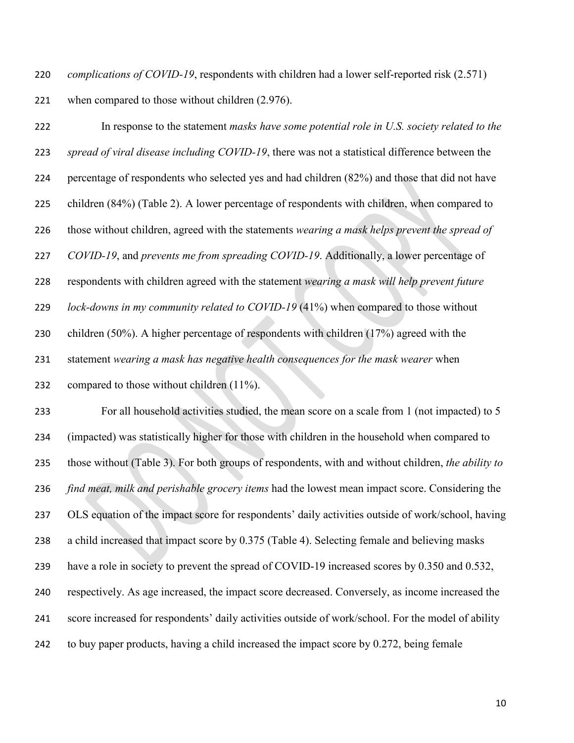*complications of COVID-19*, respondents with children had a lower self-reported risk (2.571) when compared to those without children (2.976).

In response to the statement *masks have some potential role in U.S. society related to the spread of viral disease including COVID-19*, there was not a statistical difference between the percentage of respondents who selected yes and had children (82%) and those that did not have children (84%) (Table 2). A lower percentage of respondents with children, when compared to those without children, agreed with the statements *wearing a mask helps prevent the spread of COVID-19*, and *prevents me from spreading COVID-19*. Additionally, a lower percentage of respondents with children agreed with the statement *wearing a mask will help prevent future lock-downs in my community related to COVID-19* (41%) when compared to those without children (50%). A higher percentage of respondents with children (17%) agreed with the statement *wearing a mask has negative health consequences for the mask wearer* when compared to those without children (11%).

For all household activities studied, the mean score on a scale from 1 (not impacted) to 5 (impacted) was statistically higher for those with children in the household when compared to those without (Table 3). For both groups of respondents, with and without children, *the ability to find meat, milk and perishable grocery items* had the lowest mean impact score. Considering the OLS equation of the impact score for respondents' daily activities outside of work/school, having a child increased that impact score by 0.375 (Table 4). Selecting female and believing masks have a role in society to prevent the spread of COVID-19 increased scores by 0.350 and 0.532, respectively. As age increased, the impact score decreased. Conversely, as income increased the score increased for respondents' daily activities outside of work/school. For the model of ability to buy paper products, having a child increased the impact score by 0.272, being female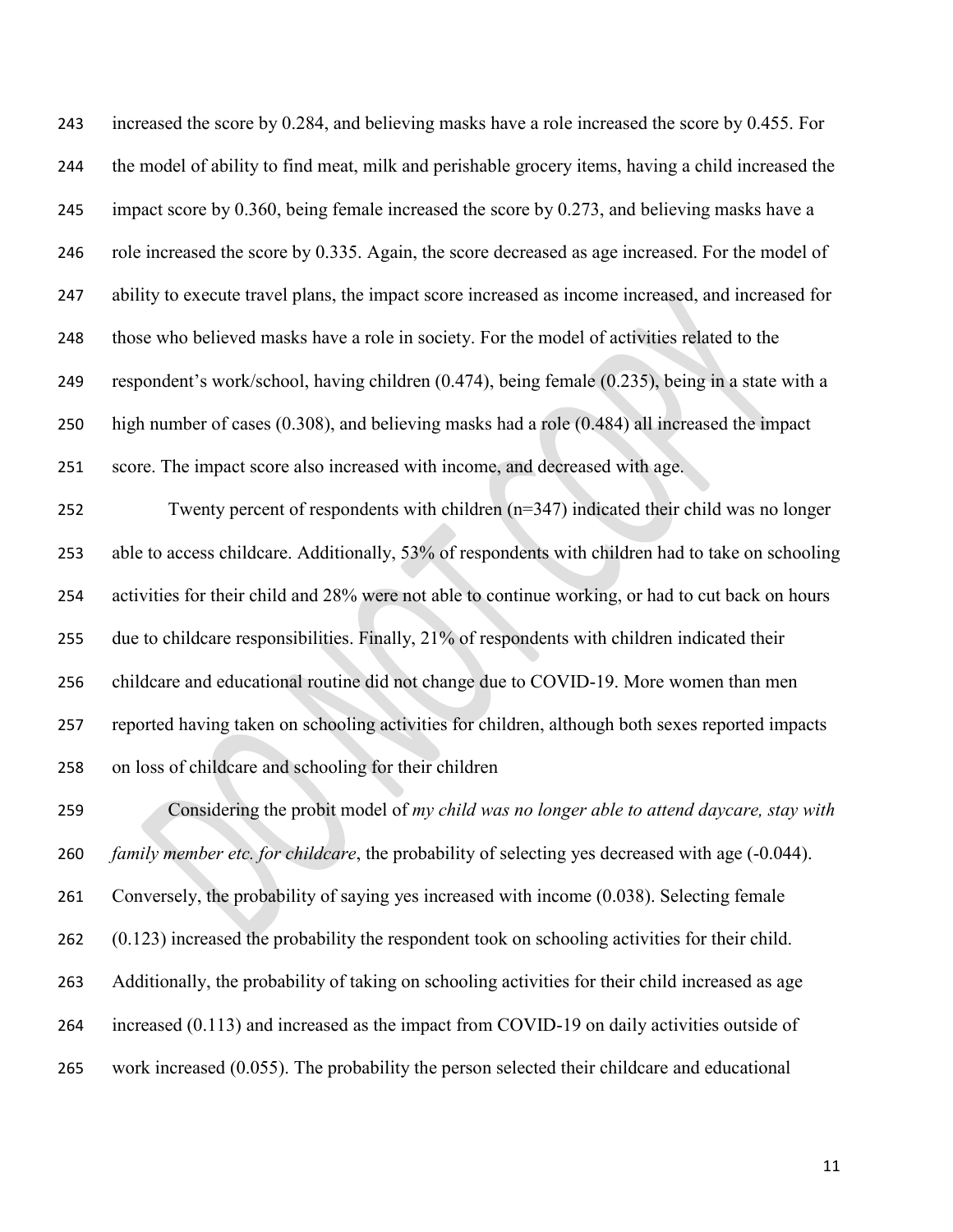increased the score by 0.284, and believing masks have a role increased the score by 0.455. For the model of ability to find meat, milk and perishable grocery items, having a child increased the impact score by 0.360, being female increased the score by 0.273, and believing masks have a role increased the score by 0.335. Again, the score decreased as age increased. For the model of ability to execute travel plans, the impact score increased as income increased, and increased for those who believed masks have a role in society. For the model of activities related to the respondent's work/school, having children (0.474), being female (0.235), being in a state with a high number of cases (0.308), and believing masks had a role (0.484) all increased the impact score. The impact score also increased with income, and decreased with age.

Twenty percent of respondents with children (n=347) indicated their child was no longer able to access childcare. Additionally, 53% of respondents with children had to take on schooling activities for their child and 28% were not able to continue working, or had to cut back on hours due to childcare responsibilities. Finally, 21% of respondents with children indicated their childcare and educational routine did not change due to COVID-19. More women than men reported having taken on schooling activities for children, although both sexes reported impacts on loss of childcare and schooling for their children

Considering the probit model of *my child was no longer able to attend daycare, stay with family member etc. for childcare*, the probability of selecting yes decreased with age (-0.044). Conversely, the probability of saying yes increased with income (0.038). Selecting female (0.123) increased the probability the respondent took on schooling activities for their child. Additionally, the probability of taking on schooling activities for their child increased as age increased (0.113) and increased as the impact from COVID-19 on daily activities outside of work increased (0.055). The probability the person selected their childcare and educational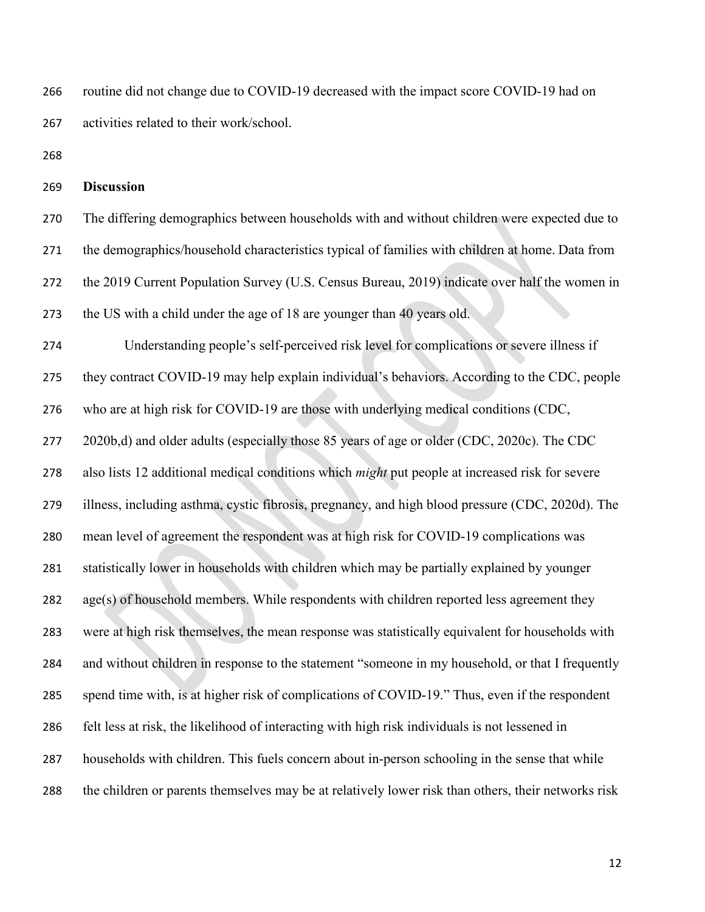routine did not change due to COVID-19 decreased with the impact score COVID-19 had on activities related to their work/school.

## Discussion

The differing demographics between households with and without children were expected due to the demographics/household characteristics typical of families with children at home. Data from the 2019 Current Population Survey (U.S. Census Bureau, 2019) indicate over half the women in the US with a child under the age of 18 are younger than 40 years old.

Understanding people's self-perceived risk level for complications or severe illness if they contract COVID-19 may help explain individual's behaviors. According to the CDC, people who are at high risk for COVID-19 are those with underlying medical conditions (CDC, 2020b,d) and older adults (especially those 85 years of age or older (CDC, 2020c). The CDC also lists 12 additional medical conditions which *might* put people at increased risk for severe illness, including asthma, cystic fibrosis, pregnancy, and high blood pressure (CDC, 2020d). The mean level of agreement the respondent was at high risk for COVID-19 complications was statistically lower in households with children which may be partially explained by younger age(s) of household members. While respondents with children reported less agreement they were at high risk themselves, the mean response was statistically equivalent for households with and without children in response to the statement "someone in my household, or that I frequently spend time with, is at higher risk of complications of COVID-19." Thus, even if the respondent felt less at risk, the likelihood of interacting with high risk individuals is not lessened in households with children. This fuels concern about in-person schooling in the sense that while the children or parents themselves may be at relatively lower risk than others, their networks risk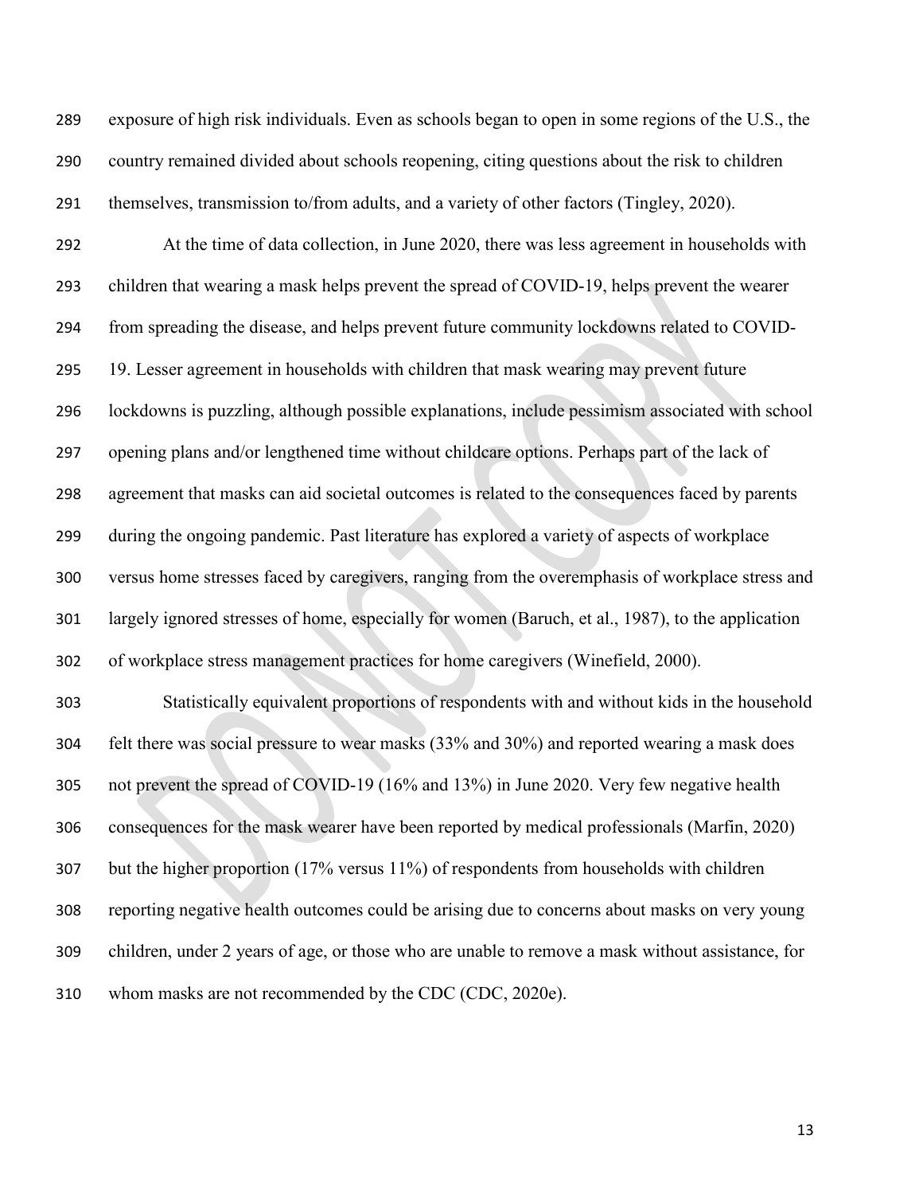exposure of high risk individuals. Even as schools began to open in some regions of the U.S., the country remained divided about schools reopening, citing questions about the risk to children themselves, transmission to/from adults, and a variety of other factors (Tingley, 2020).

At the time of data collection, in June 2020, there was less agreement in households with children that wearing a mask helps prevent the spread of COVID-19, helps prevent the wearer from spreading the disease, and helps prevent future community lockdowns related to COVID-19. Lesser agreement in households with children that mask wearing may prevent future lockdowns is puzzling, although possible explanations, include pessimism associated with school opening plans and/or lengthened time without childcare options. Perhaps part of the lack of agreement that masks can aid societal outcomes is related to the consequences faced by parents during the ongoing pandemic. Past literature has explored a variety of aspects of workplace versus home stresses faced by caregivers, ranging from the overemphasis of workplace stress and largely ignored stresses of home, especially for women (Baruch, et al., 1987), to the application of workplace stress management practices for home caregivers (Winefield, 2000).

Statistically equivalent proportions of respondents with and without kids in the household felt there was social pressure to wear masks (33% and 30%) and reported wearing a mask does not prevent the spread of COVID-19 (16% and 13%) in June 2020. Very few negative health consequences for the mask wearer have been reported by medical professionals (Marfin, 2020) but the higher proportion (17% versus 11%) of respondents from households with children reporting negative health outcomes could be arising due to concerns about masks on very young children, under 2 years of age, or those who are unable to remove a mask without assistance, for whom masks are not recommended by the CDC (CDC, 2020e).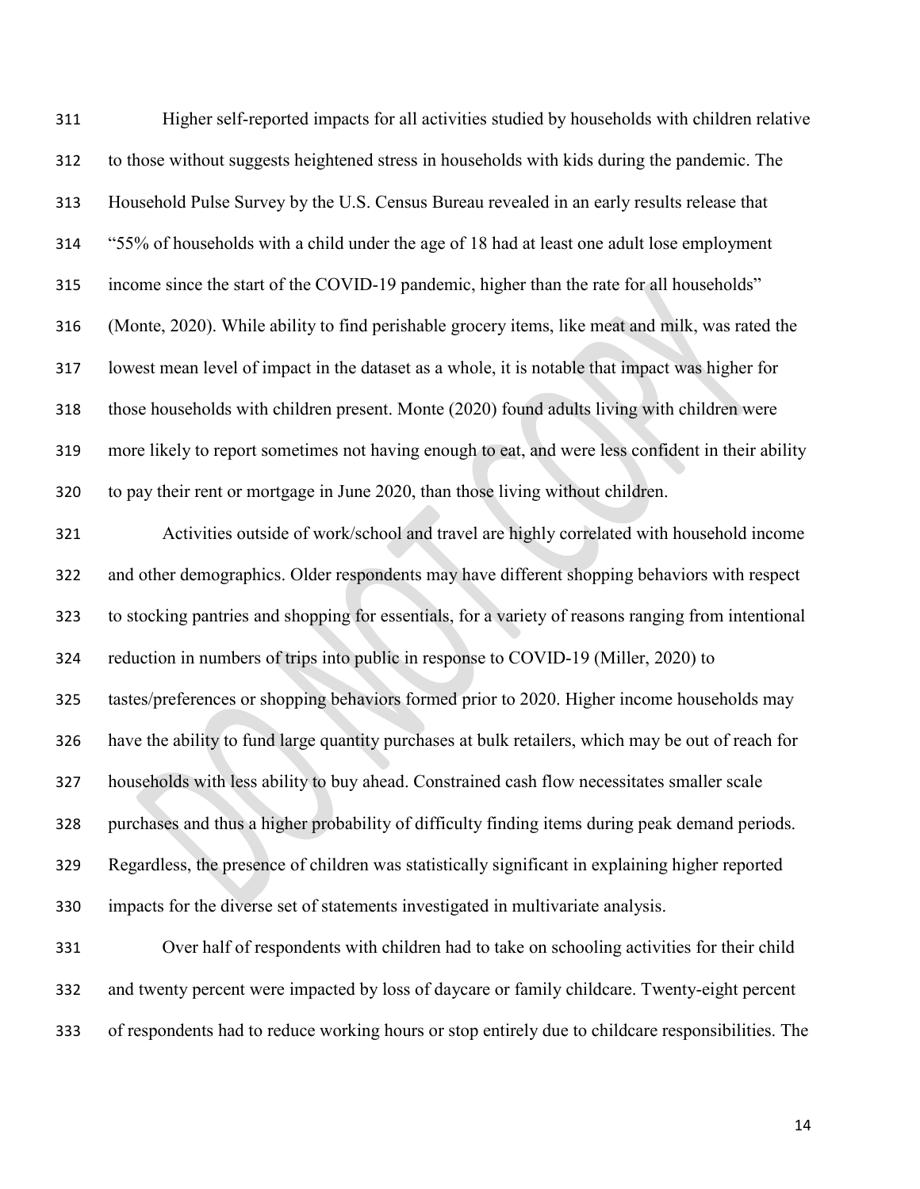Higher self-reported impacts for all activities studied by households with children relative to those without suggests heightened stress in households with kids during the pandemic. The Household Pulse Survey by the U.S. Census Bureau revealed in an early results release that "55% of households with a child under the age of 18 had at least one adult lose employment income since the start of the COVID-19 pandemic, higher than the rate for all households" (Monte, 2020). While ability to find perishable grocery items, like meat and milk, was rated the lowest mean level of impact in the dataset as a whole, it is notable that impact was higher for those households with children present. Monte (2020) found adults living with children were more likely to report sometimes not having enough to eat, and were less confident in their ability to pay their rent or mortgage in June 2020, than those living without children.

Activities outside of work/school and travel are highly correlated with household income and other demographics. Older respondents may have different shopping behaviors with respect to stocking pantries and shopping for essentials, for a variety of reasons ranging from intentional reduction in numbers of trips into public in response to COVID-19 (Miller, 2020) to tastes/preferences or shopping behaviors formed prior to 2020. Higher income households may have the ability to fund large quantity purchases at bulk retailers, which may be out of reach for households with less ability to buy ahead. Constrained cash flow necessitates smaller scale purchases and thus a higher probability of difficulty finding items during peak demand periods. Regardless, the presence of children was statistically significant in explaining higher reported impacts for the diverse set of statements investigated in multivariate analysis.

Over half of respondents with children had to take on schooling activities for their child and twenty percent were impacted by loss of daycare or family childcare. Twenty-eight percent of respondents had to reduce working hours or stop entirely due to childcare responsibilities. The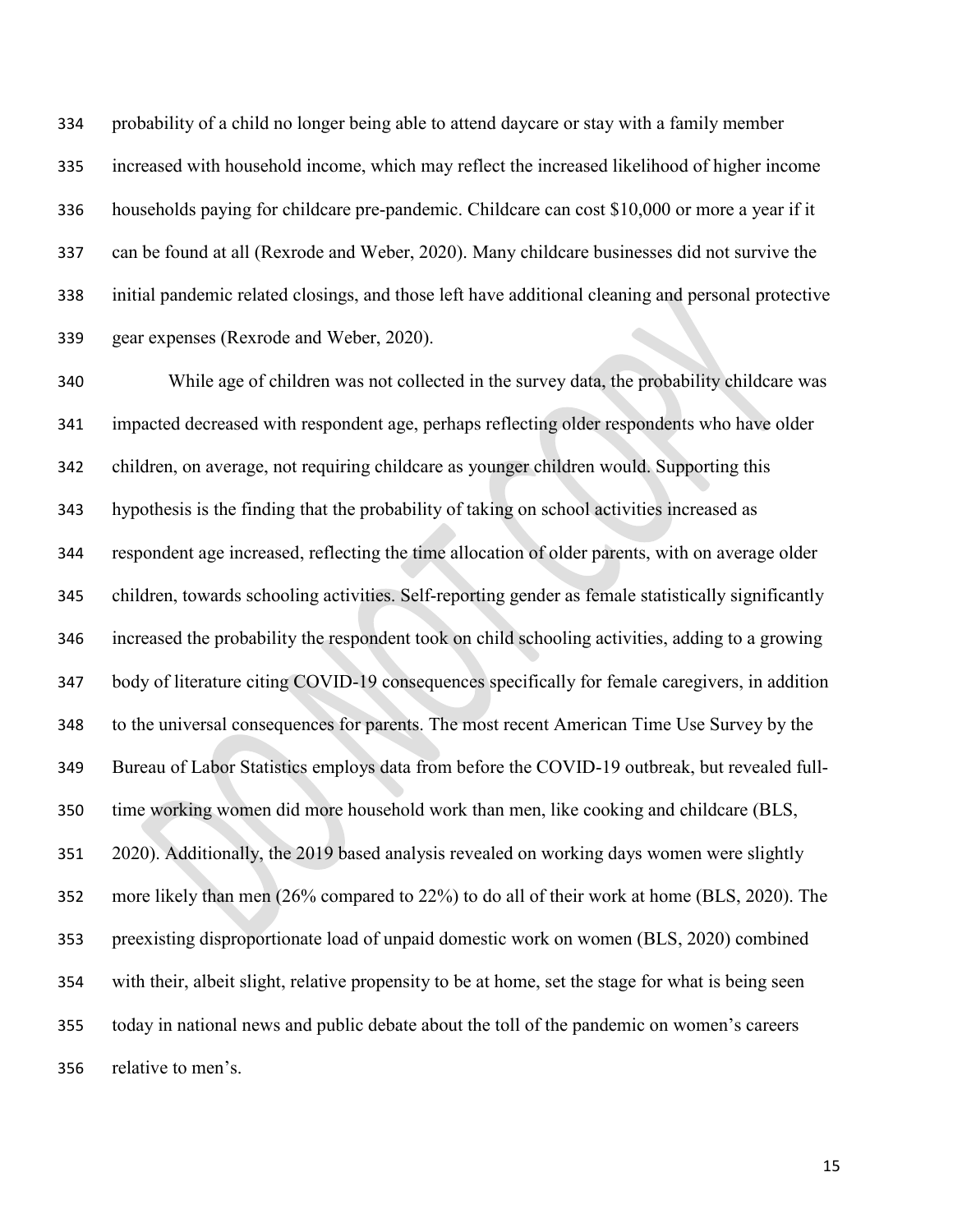probability of a child no longer being able to attend daycare or stay with a family member increased with household income, which may reflect the increased likelihood of higher income households paying for childcare pre-pandemic. Childcare can cost $10,000 or more a year if it can be found at all (Rexrode and Weber, 2020). Many childcare businesses did not survive the initial pandemic related closings, and those left have additional cleaning and personal protective gear expenses (Rexrode and Weber, 2020).

While age of children was not collected in the survey data, the probability childcare was impacted decreased with respondent age, perhaps reflecting older respondents who have older children, on average, not requiring childcare as younger children would. Supporting this hypothesis is the finding that the probability of taking on school activities increased as respondent age increased, reflecting the time allocation of older parents, with on average older children, towards schooling activities. Self-reporting gender as female statistically significantly increased the probability the respondent took on child schooling activities, adding to a growing body of literature citing COVID-19 consequences specifically for female caregivers, in addition to the universal consequences for parents. The most recent American Time Use Survey by the Bureau of Labor Statistics employs data from before the COVID-19 outbreak, but revealed full-time working women did more household work than men, like cooking and childcare (BLS, 2020). Additionally, the 2019 based analysis revealed on working days women were slightly more likely than men (26% compared to 22%) to do all of their work at home (BLS, 2020). The preexisting disproportionate load of unpaid domestic work on women (BLS, 2020) combined with their, albeit slight, relative propensity to be at home, set the stage for what is being seen today in national news and public debate about the toll of the pandemic on women's careers relative to men's.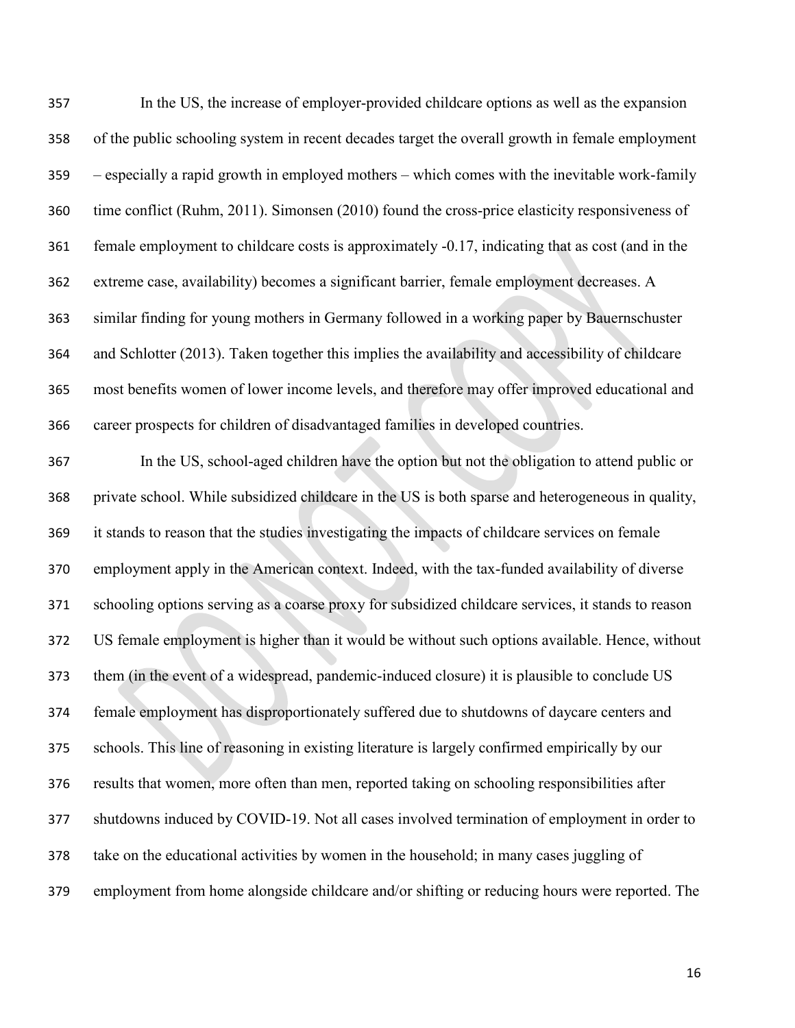In the US, the increase of employer-provided childcare options as well as the expansion of the public schooling system in recent decades target the overall growth in female employment – especially a rapid growth in employed mothers – which comes with the inevitable work-family time conflict (Ruhm, 2011). Simonsen (2010) found the cross-price elasticity responsiveness of female employment to childcare costs is approximately -0.17, indicating that as cost (and in the extreme case, availability) becomes a significant barrier, female employment decreases. A similar finding for young mothers in Germany followed in a working paper by Bauernschuster and Schlotter (2013). Taken together this implies the availability and accessibility of childcare most benefits women of lower income levels, and therefore may offer improved educational and career prospects for children of disadvantaged families in developed countries.

In the US, school-aged children have the option but not the obligation to attend public or private school. While subsidized childcare in the US is both sparse and heterogeneous in quality, it stands to reason that the studies investigating the impacts of childcare services on female employment apply in the American context. Indeed, with the tax-funded availability of diverse schooling options serving as a coarse proxy for subsidized childcare services, it stands to reason US female employment is higher than it would be without such options available. Hence, without them (in the event of a widespread, pandemic-induced closure) it is plausible to conclude US female employment has disproportionately suffered due to shutdowns of daycare centers and schools. This line of reasoning in existing literature is largely confirmed empirically by our results that women, more often than men, reported taking on schooling responsibilities after shutdowns induced by COVID-19. Not all cases involved termination of employment in order to take on the educational activities by women in the household; in many cases juggling of employment from home alongside childcare and/or shifting or reducing hours were reported. The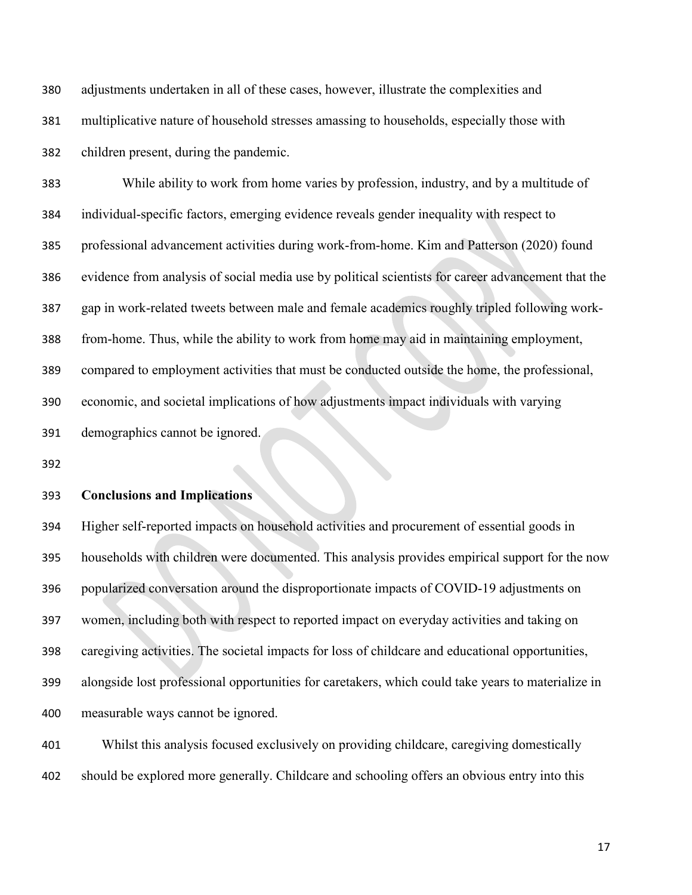adjustments undertaken in all of these cases, however, illustrate the complexities and multiplicative nature of household stresses amassing to households, especially those with children present, during the pandemic.

While ability to work from home varies by profession, industry, and by a multitude of individual-specific factors, emerging evidence reveals gender inequality with respect to professional advancement activities during work-from-home. Kim and Patterson (2020) found evidence from analysis of social media use by political scientists for career advancement that the gap in work-related tweets between male and female academics roughly tripled following work-from-home. Thus, while the ability to work from home may aid in maintaining employment, compared to employment activities that must be conducted outside the home, the professional, economic, and societal implications of how adjustments impact individuals with varying demographics cannot be ignored.

## Conclusions and Implications

Higher self-reported impacts on household activities and procurement of essential goods in households with children were documented. This analysis provides empirical support for the now popularized conversation around the disproportionate impacts of COVID-19 adjustments on women, including both with respect to reported impact on everyday activities and taking on caregiving activities. The societal impacts for loss of childcare and educational opportunities, alongside lost professional opportunities for caretakers, which could take years to materialize in measurable ways cannot be ignored.

Whilst this analysis focused exclusively on providing childcare, caregiving domestically should be explored more generally. Childcare and schooling offers an obvious entry into this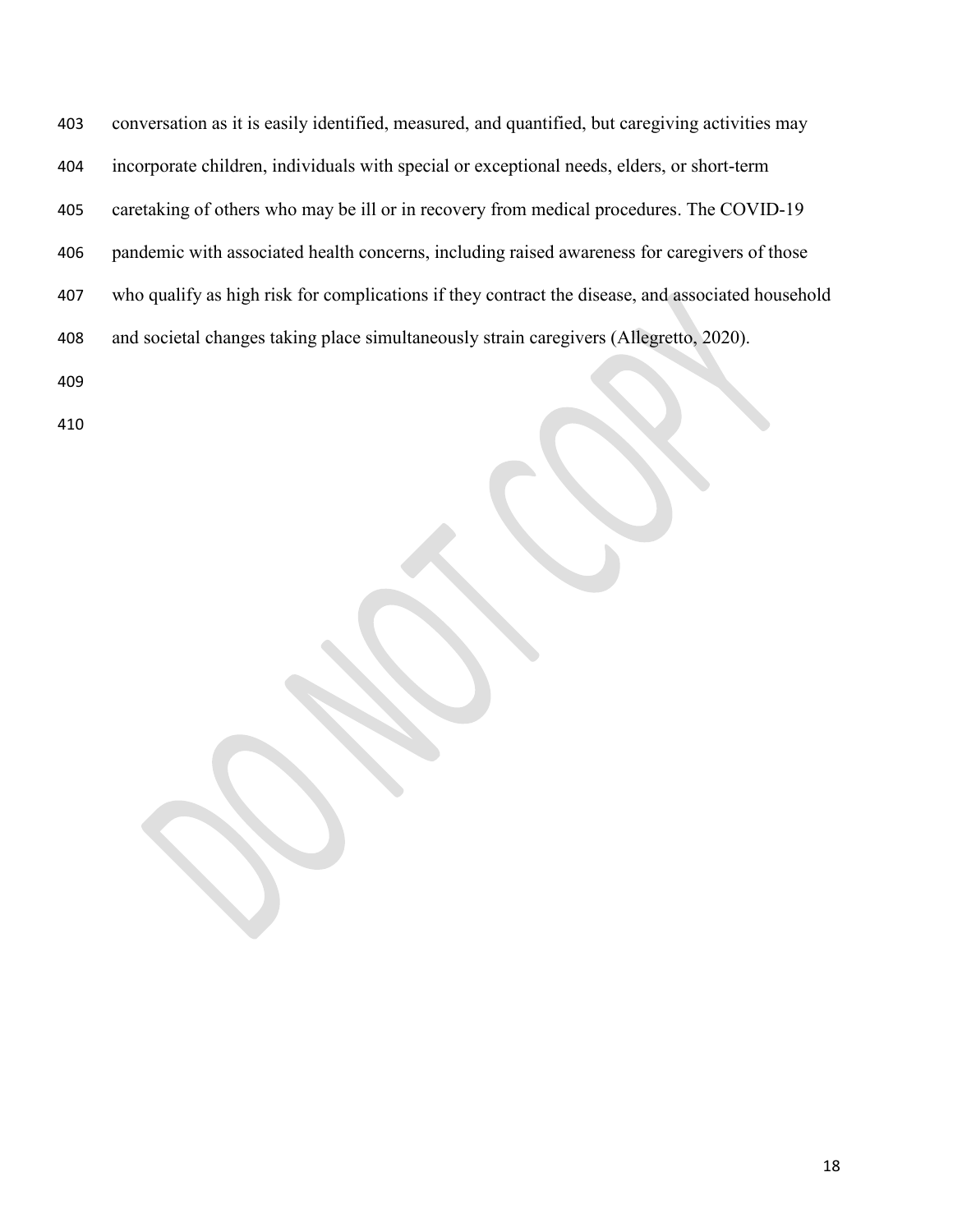conversation as it is easily identified, measured, and quantified, but caregiving activities may incorporate children, individuals with special or exceptional needs, elders, or short-term caretaking of others who may be ill or in recovery from medical procedures. The COVID-19 pandemic with associated health concerns, including raised awareness for caregivers of those who qualify as high risk for complications if they contract the disease, and associated household and societal changes taking place simultaneously strain caregivers (Allegretto, 2020).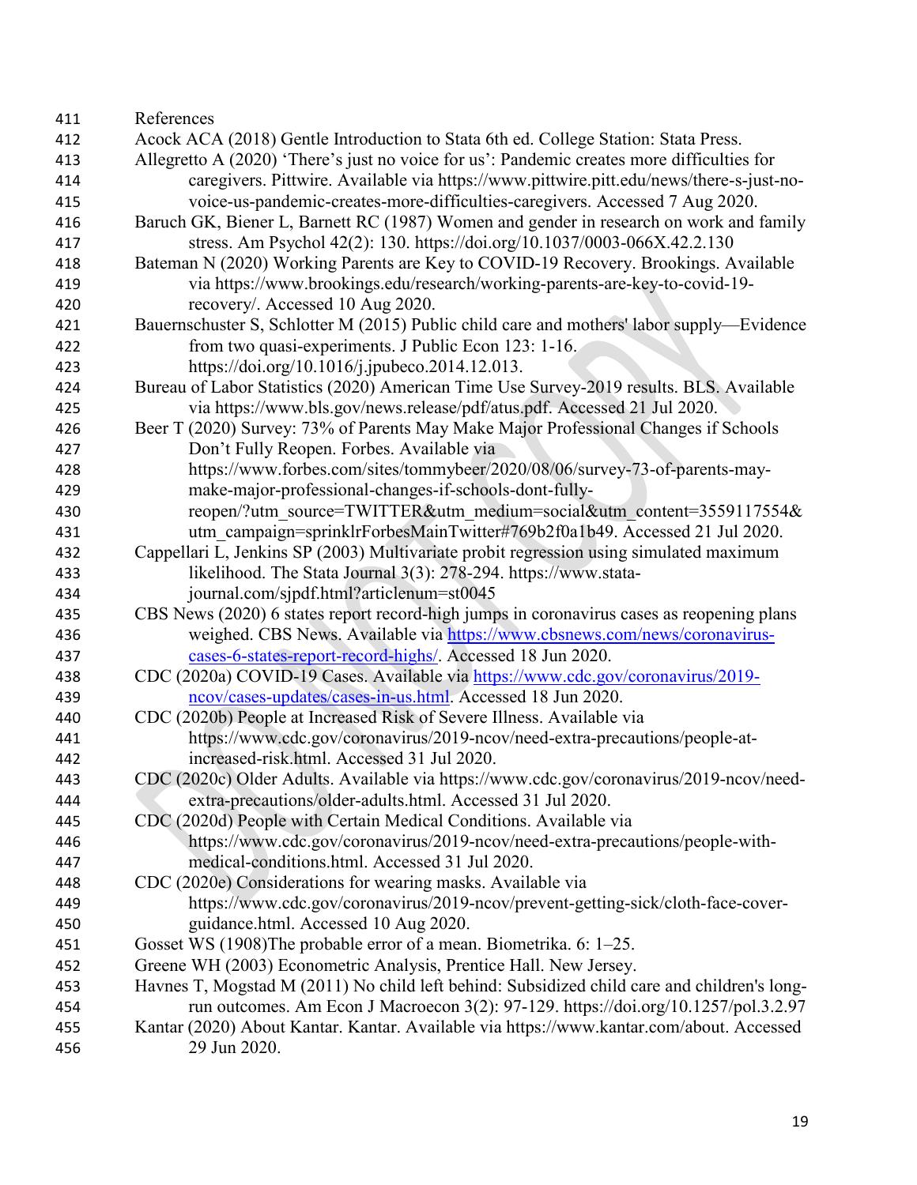# References

Acock ACA (2018) Gentle Introduction to Stata 6th ed. College Station: Stata Press.

Allegretto A (2020) 'There's just no voice for us': Pandemic creates more difficulties for caregivers. Pittwire. Available via https://www.pittwire.pitt.edu/news/there-s-just-no-voice-us-pandemic-creates-more-difficulties-caregivers. Accessed 7 Aug 2020.

Baruch GK, Biener L, Barnett RC (1987) Women and gender in research on work and family stress. Am Psychol 42(2): 130. https://doi.org/10.1037/0003-066X.42.2.130

Bateman N (2020) Working Parents are Key to COVID-19 Recovery. Brookings. Available via https://www.brookings.edu/research/working-parents-are-key-to-covid-19-recovery/. Accessed 10 Aug 2020.

Bauernschuster S, Schlotter M (2015) Public child care and mothers' labor supply—Evidence from two quasi-experiments. J Public Econ 123: 1-16. https://doi.org/10.1016/j.jpubeco.2014.12.013.

Bureau of Labor Statistics (2020) American Time Use Survey-2019 results. BLS. Available via https://www.bls.gov/news.release/pdf/atus.pdf. Accessed 21 Jul 2020.

Beer T (2020) Survey: 73% of Parents May Make Major Professional Changes if Schools Don't Fully Reopen. Forbes. Available via https://www.forbes.com/sites/tommybeer/2020/08/06/survey-73-of-parents-may-make-major-professional-changes-if-schools-dont-fully-reopen/?utm_source=TWITTER&utm_medium=social&utm_content=3559117554&utm_campaign=sprinklrForbesMainTwitter#769b2f0a1b49. Accessed 21 Jul 2020.

Cappellari L, Jenkins SP (2003) Multivariate probit regression using simulated maximum likelihood. The Stata Journal 3(3): 278-294. https://www.stata-journal.com/sjpdf.html?articlenum=st0045

CBS News (2020) 6 states report record-high jumps in coronavirus cases as reopening plans weighed. CBS News. Available via https://www.cbsnews.com/news/coronavirus-cases-6-states-report-record-highs/. Accessed 18 Jun 2020.

CDC (2020a) COVID-19 Cases. Available via https://www.cdc.gov/coronavirus/2019-ncov/cases-updates/cases-in-us.html. Accessed 18 Jun 2020.

CDC (2020b) People at Increased Risk of Severe Illness. Available via https://www.cdc.gov/coronavirus/2019-ncov/need-extra-precautions/people-at-increased-risk.html. Accessed 31 Jul 2020.

CDC (2020c) Older Adults. Available via https://www.cdc.gov/coronavirus/2019-ncov/need-extra-precautions/older-adults.html. Accessed 31 Jul 2020.

CDC (2020d) People with Certain Medical Conditions. Available via https://www.cdc.gov/coronavirus/2019-ncov/need-extra-precautions/people-with-medical-conditions.html. Accessed 31 Jul 2020.

CDC (2020e) Considerations for wearing masks. Available via https://www.cdc.gov/coronavirus/2019-ncov/prevent-getting-sick/cloth-face-cover-guidance.html. Accessed 10 Aug 2020.

Gosset WS (1908)The probable error of a mean. Biometrika. 6: 1–25.

Greene WH (2003) Econometric Analysis, Prentice Hall. New Jersey.

Havnes T, Mogstad M (2011) No child left behind: Subsidized child care and children's long-run outcomes. Am Econ J Macroecon 3(2): 97-129. https://doi.org/10.1257/pol.3.2.97

Kantar (2020) About Kantar. Kantar. Available via https://www.kantar.com/about. Accessed 29 Jun 2020.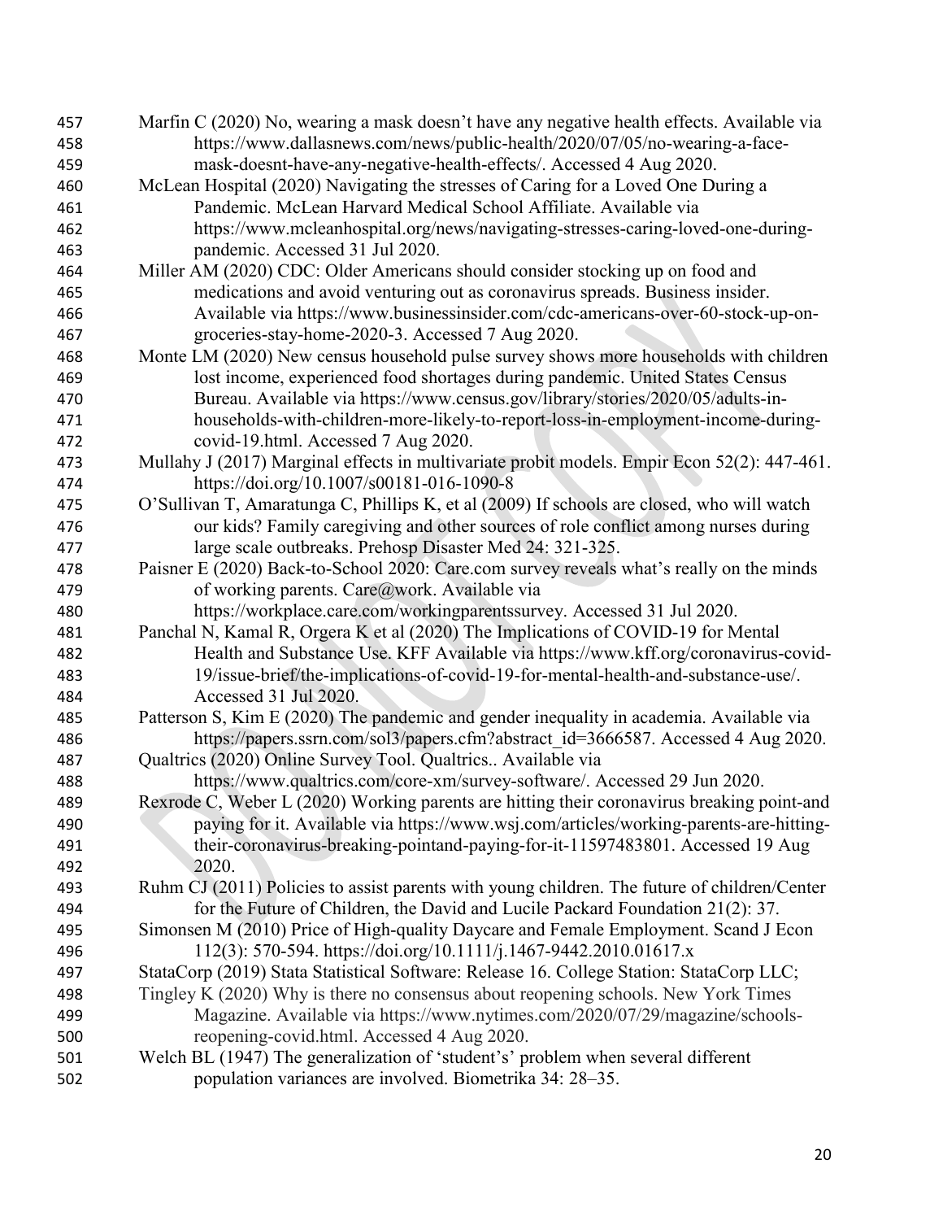Marfin C (2020) No, wearing a mask doesn't have any negative health effects. Available via https://www.dallasnews.com/news/public-health/2020/07/05/no-wearing-a-face-mask-doesnt-have-any-negative-health-effects/. Accessed 4 Aug 2020.

McLean Hospital (2020) Navigating the stresses of Caring for a Loved One During a Pandemic. McLean Harvard Medical School Affiliate. Available via https://www.mcleanhospital.org/news/navigating-stresses-caring-loved-one-during-pandemic. Accessed 31 Jul 2020.

Miller AM (2020) CDC: Older Americans should consider stocking up on food and medications and avoid venturing out as coronavirus spreads. Business insider. Available via https://www.businessinsider.com/cdc-americans-over-60-stock-up-on-groceries-stay-home-2020-3. Accessed 7 Aug 2020.

Monte LM (2020) New census household pulse survey shows more households with children lost income, experienced food shortages during pandemic. United States Census Bureau. Available via https://www.census.gov/library/stories/2020/05/adults-in-households-with-children-more-likely-to-report-loss-in-employment-income-during-covid-19.html. Accessed 7 Aug 2020.

Mullahy J (2017) Marginal effects in multivariate probit models. Empir Econ 52(2): 447-461. https://doi.org/10.1007/s00181-016-1090-8

O'Sullivan T, Amaratunga C, Phillips K, et al (2009) If schools are closed, who will watch our kids? Family caregiving and other sources of role conflict among nurses during large scale outbreaks. Prehosp Disaster Med 24: 321-325.

Paisner E (2020) Back-to-School 2020: Care.com survey reveals what's really on the minds of working parents. Care@work. Available via https://workplace.care.com/workingparentssurvey. Accessed 31 Jul 2020.

Panchal N, Kamal R, Orgera K et al (2020) The Implications of COVID-19 for Mental Health and Substance Use. KFF Available via https://www.kff.org/coronavirus-covid-19/issue-brief/the-implications-of-covid-19-for-mental-health-and-substance-use/. Accessed 31 Jul 2020.

Patterson S, Kim E (2020) The pandemic and gender inequality in academia. Available via https://papers.ssrn.com/sol3/papers.cfm?abstract_id=3666587. Accessed 4 Aug 2020.

Qualtrics (2020) Online Survey Tool. Qualtrics.. Available via https://www.qualtrics.com/core-xm/survey-software/. Accessed 29 Jun 2020.

Rexrode C, Weber L (2020) Working parents are hitting their coronavirus breaking point-and paying for it. Available via https://www.wsj.com/articles/working-parents-are-hitting-their-coronavirus-breaking-pointand-paying-for-it-11597483801. Accessed 19 Aug 2020.

Ruhm CJ (2011) Policies to assist parents with young children. The future of children/Center for the Future of Children, the David and Lucile Packard Foundation 21(2): 37.

Simonsen M (2010) Price of High-quality Daycare and Female Employment. Scand J Econ 112(3): 570-594. https://doi.org/10.1111/j.1467-9442.2010.01617.x

StataCorp (2019) Stata Statistical Software: Release 16. College Station: StataCorp LLC;

Tingley K (2020) Why is there no consensus about reopening schools. New York Times Magazine. Available via https://www.nytimes.com/2020/07/29/magazine/schools-reopening-covid.html. Accessed 4 Aug 2020.

Welch BL (1947) The generalization of 'student's' problem when several different population variances are involved. Biometrika 34: 28–35.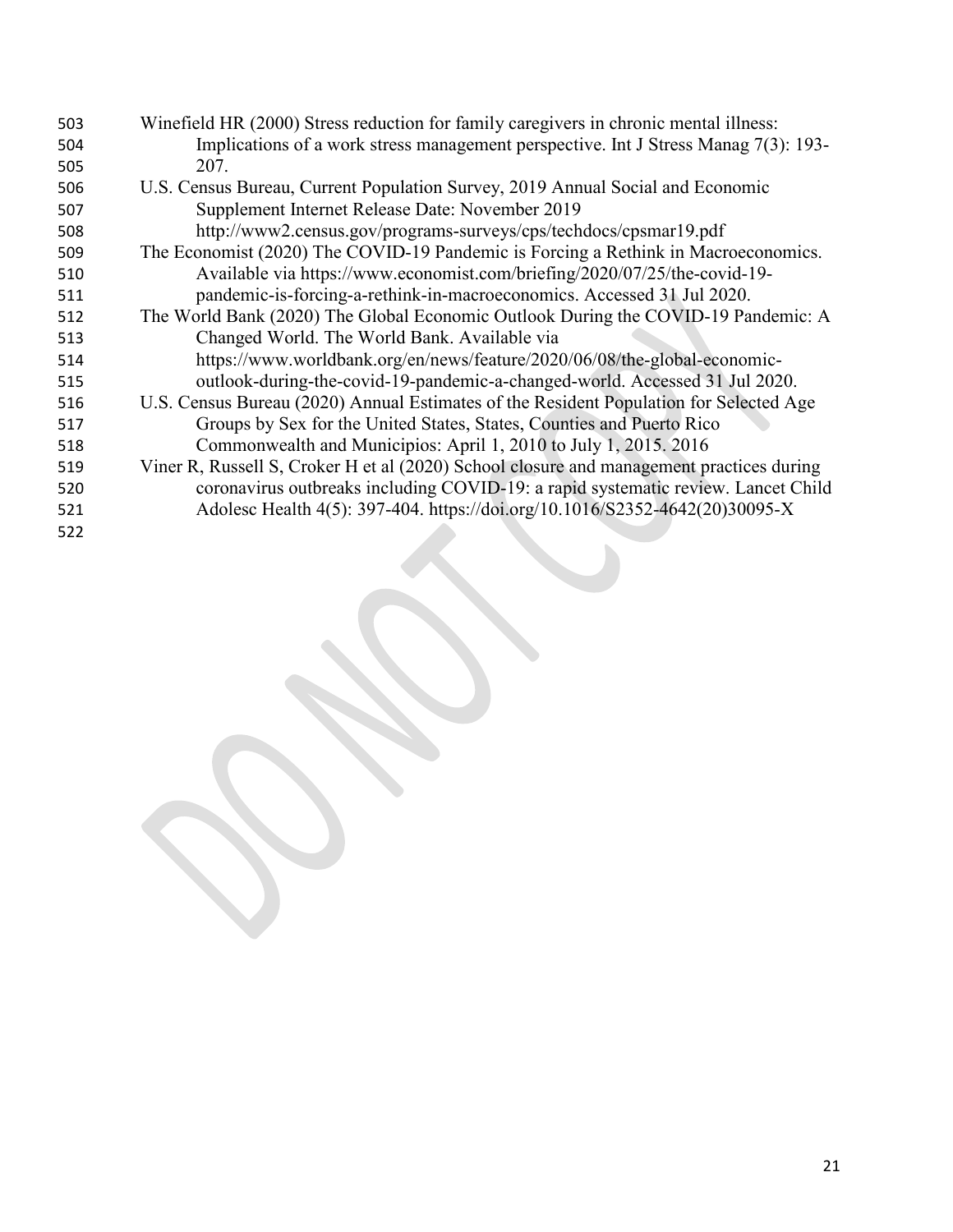Winefield HR (2000) Stress reduction for family caregivers in chronic mental illness: Implications of a work stress management perspective. Int J Stress Manag 7(3): 193-207.

U.S. Census Bureau, Current Population Survey, 2019 Annual Social and Economic Supplement Internet Release Date: November 2019 http://www2.census.gov/programs-surveys/cps/techdocs/cpsmar19.pdf

The Economist (2020) The COVID-19 Pandemic is Forcing a Rethink in Macroeconomics. Available via https://www.economist.com/briefing/2020/07/25/the-covid-19-pandemic-is-forcing-a-rethink-in-macroeconomics. Accessed 31 Jul 2020.

The World Bank (2020) The Global Economic Outlook During the COVID-19 Pandemic: A Changed World. The World Bank. Available via https://www.worldbank.org/en/news/feature/2020/06/08/the-global-economic-outlook-during-the-covid-19-pandemic-a-changed-world. Accessed 31 Jul 2020.

U.S. Census Bureau (2020) Annual Estimates of the Resident Population for Selected Age Groups by Sex for the United States, States, Counties and Puerto Rico Commonwealth and Municipios: April 1, 2010 to July 1, 2015. 2016

Viner R, Russell S, Croker H et al (2020) School closure and management practices during coronavirus outbreaks including COVID-19: a rapid systematic review. Lancet Child Adolesc Health 4(5): 397-404. https://doi.org/10.1016/S2352-4642(20)30095-X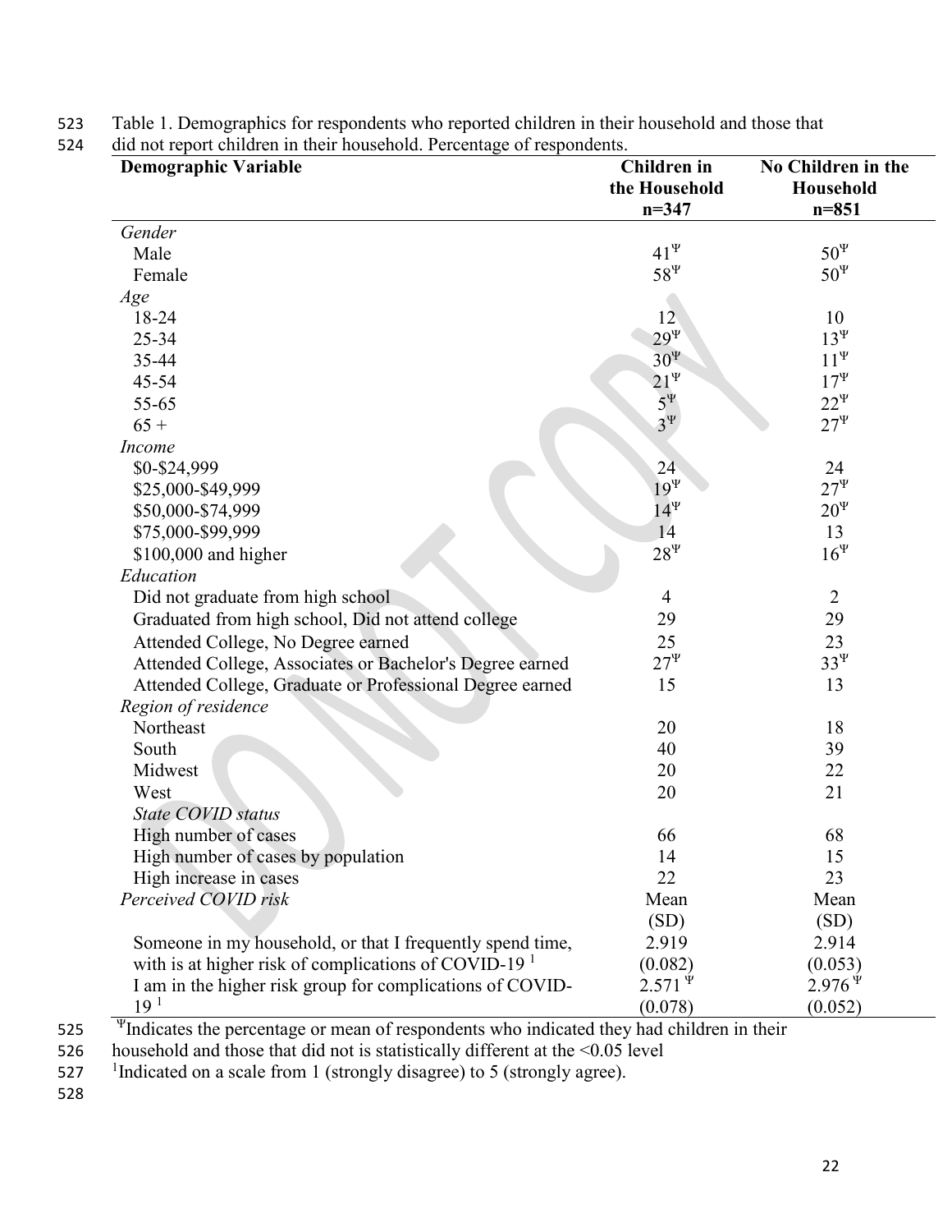Table 1. Demographics for respondents who reported children in their household and those that did not report children in their household. Percentage of respondents.

| Demographic Variable | Children in the Household n=347 | No Children in the Household n=851 |
|---|---|---|
| *Gender* | | |
| Male | $41^{\Psi}$ | $50^{\Psi}$ |
| Female | $58^{\Psi}$ | $50^{\Psi}$ |
| *Age* | | |
| 18-24 | 12 | 10 |
| 25-34 | $29^{\Psi}$ | $13^{\Psi}$ |
| 35-44 | $30^{\Psi}$ | $11^{\Psi}$ |
| 45-54 | $21^{\Psi}$ | $17^{\Psi}$ |
| 55-65 | $5^{\Psi}$ | $22^{\Psi}$ |
| 65 + | $3^{\Psi}$ | $27^{\Psi}$ |
| *Income* | | |
| $0-$24,999 | 24 | 24 |
| $25,000-$49,999 | $19^{\Psi}$ | $27^{\Psi}$ |
| $50,000-$74,999 | $14^{\Psi}$ | $20^{\Psi}$ |
| $75,000-$99,999 | 14 | 13 |
| $100,000 and higher | $28^{\Psi}$ | $16^{\Psi}$ |
| *Education* | | |
| Did not graduate from high school | 4 | 2 |
| Graduated from high school, Did not attend college | 29 | 29 |
| Attended College, No Degree earned | 25 | 23 |
| Attended College, Associates or Bachelor's Degree earned | $27^{\Psi}$ | $33^{\Psi}$ |
| Attended College, Graduate or Professional Degree earned | 15 | 13 |
| *Region of residence* | | |
| Northeast | 20 | 18 |
| South | 40 | 39 |
| Midwest | 20 | 22 |
| West | 20 | 21 |
| *State COVID status* | | |
| High number of cases | 66 | 68 |
| High number of cases by population | 14 | 15 |
| High increase in cases | 22 | 23 |
| *Perceived COVID risk* | Mean (SD) | Mean (SD) |
| Someone in my household, or that I frequently spend time, with is at higher risk of complications of COVID-19 [1] | 2.919 (0.082) | 2.914 (0.053) |
| I am in the higher risk group for complications of COVID-19 [1] | $2.571^{\Psi}$ (0.078) | $2.976^{\Psi}$ (0.052) |

$^{\Psi}$Indicates the percentage or mean of respondents who indicated they had children in their household and those that did not is statistically different at the <0.05 level

[1]Indicated on a scale from 1 (strongly disagree) to 5 (strongly agree).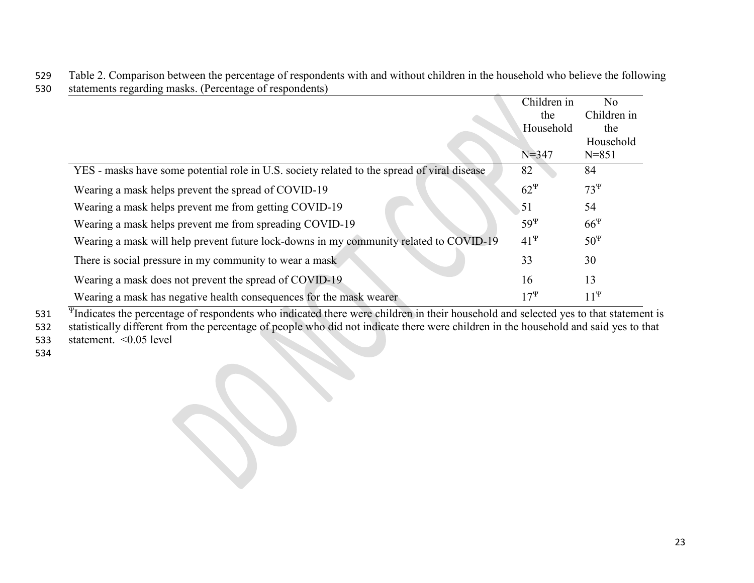Table 2. Comparison between the percentage of respondents with and without children in the household who believe the following statements regarding masks. (Percentage of respondents)

| | Children in the Household N=347 | No Children in the Household N=851 |
|---|---|---|
| YES - masks have some potential role in U.S. society related to the spread of viral disease | 82 | 84 |
| Wearing a mask helps prevent the spread of COVID-19 | 62$^{\Psi}$ | 73$^{\Psi}$ |
| Wearing a mask helps prevent me from getting COVID-19 | 51 | 54 |
| Wearing a mask helps prevent me from spreading COVID-19 | 59$^{\Psi}$ | 66$^{\Psi}$ |
| Wearing a mask will help prevent future lock-downs in my community related to COVID-19 | 41$^{\Psi}$ | 50$^{\Psi}$ |
| There is social pressure in my community to wear a mask | 33 | 30 |
| Wearing a mask does not prevent the spread of COVID-19 | 16 | 13 |
| Wearing a mask has negative health consequences for the mask wearer | 17$^{\Psi}$ | 11$^{\Psi}$ |

$^{\Psi}$Indicates the percentage of respondents who indicated there were children in their household and selected yes to that statement is statistically different from the percentage of people who did not indicate there were children in the household and said yes to that statement. <0.05 level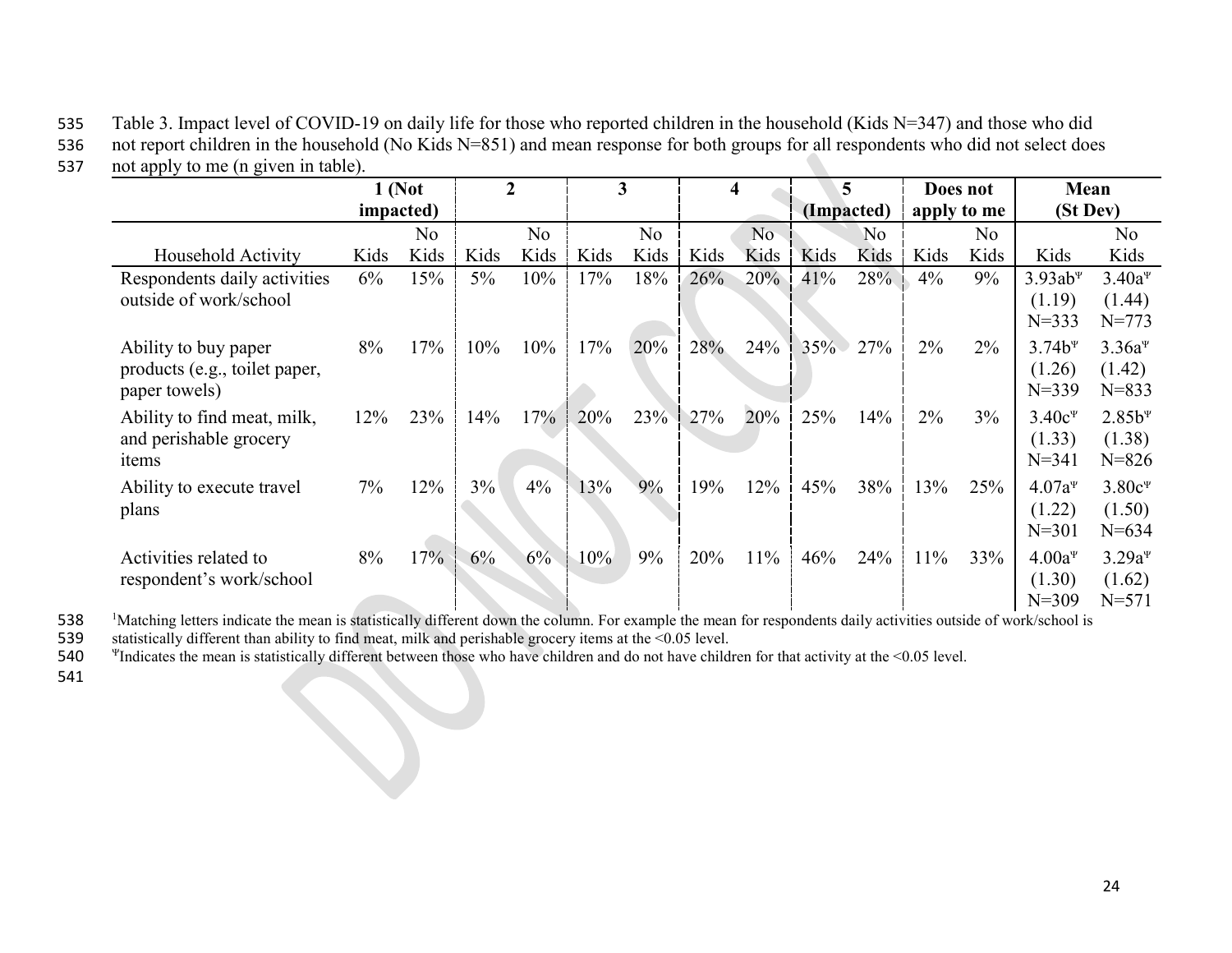Table 3. Impact level of COVID-19 on daily life for those who reported children in the household (Kids N=347) and those who did not report children in the household (No Kids N=851) and mean response for both groups for all respondents who did not select does not apply to me (n given in table).

| | 1 (Not impacted) | | 2 | | 3 | | 4 | | 5 (Impacted) | | Does not apply to me | | Mean (St Dev) | |
|---|---|---|---|---|---|---|---|---|---|---|---|---|---|---|
| Household Activity | Kids | No Kids | Kids | No Kids | Kids | No Kids | Kids | No Kids | Kids | No Kids | Kids | No Kids | Kids | No Kids |
| Respondents daily activities outside of work/school | 6% | 15% | 5% | 10% | 17% | 18% | 26% | 20% | 41% | 28% | 4% | 9% | 3.93ab[Ψ] (1.19) N=333 | 3.40a[Ψ] (1.44) N=773 |
| Ability to buy paper products (e.g., toilet paper, paper towels) | 8% | 17% | 10% | 10% | 17% | 20% | 28% | 24% | 35% | 27% | 2% | 2% | 3.74b[Ψ] (1.26) N=339 | 3.36a[Ψ] (1.42) N=833 |
| Ability to find meat, milk, and perishable grocery items | 12% | 23% | 14% | 17% | 20% | 23% | 27% | 20% | 25% | 14% | 2% | 3% | 3.40c[Ψ] (1.33) N=341 | 2.85b[Ψ] (1.38) N=826 |
| Ability to execute travel plans | 7% | 12% | 3% | 4% | 13% | 9% | 19% | 12% | 45% | 38% | 13% | 25% | 4.07a[Ψ] (1.22) N=301 | 3.80c[Ψ] (1.50) N=634 |
| Activities related to respondent's work/school | 8% | 17% | 6% | 6% | 10% | 9% | 20% | 11% | 46% | 24% | 11% | 33% | 4.00a[Ψ] (1.30) N=309 | 3.29a[Ψ] (1.62) N=571 |

[1]Matching letters indicate the mean is statistically different down the column. For example the mean for respondents daily activities outside of work/school is statistically different than ability to find meat, milk and perishable grocery items at the <0.05 level.

[Ψ]Indicates the mean is statistically different between those who have children and do not have children for that activity at the <0.05 level.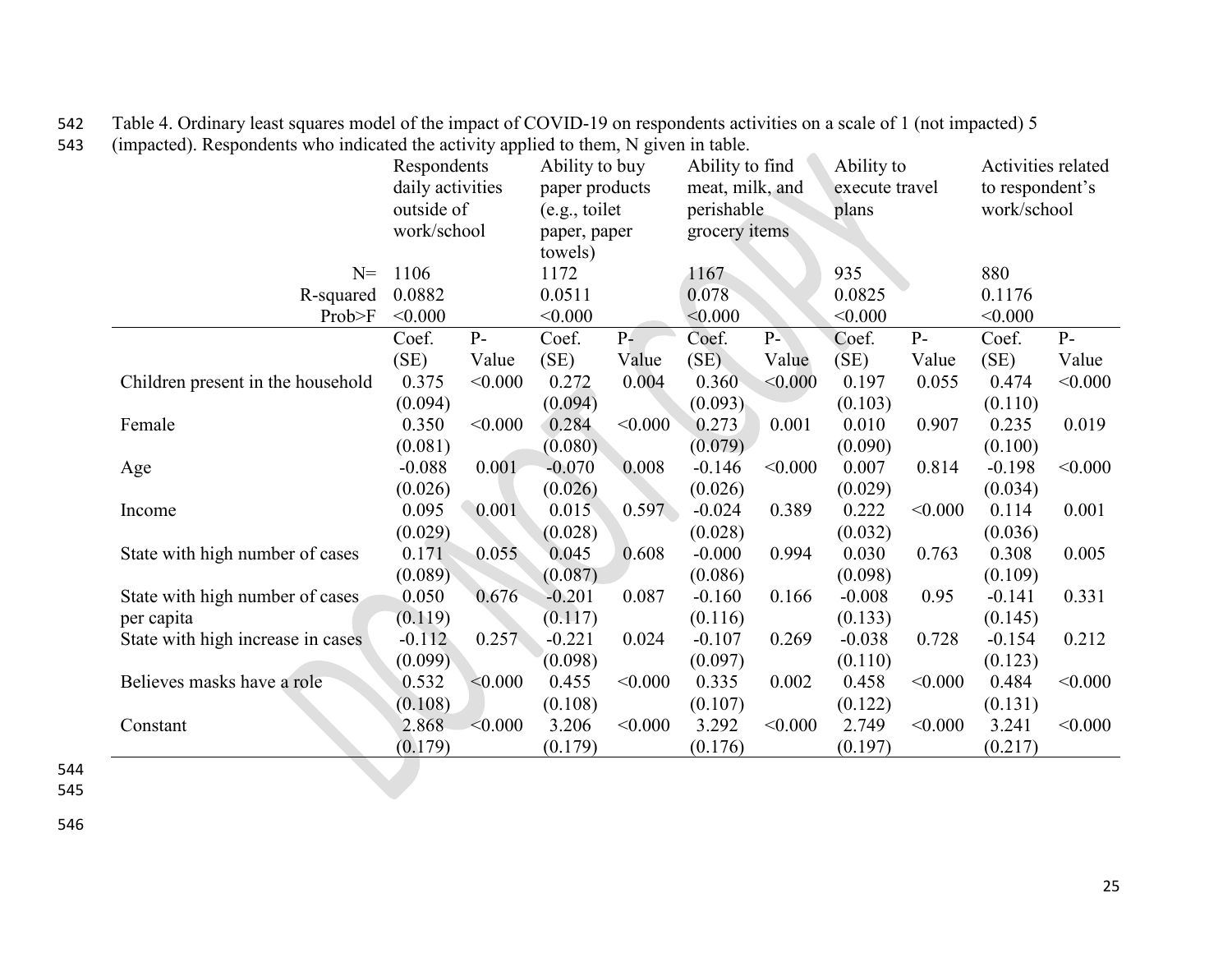Table 4. Ordinary least squares model of the impact of COVID-19 on respondents activities on a scale of 1 (not impacted) 5 (impacted). Respondents who indicated the activity applied to them, N given in table.

| | Respondents daily activities outside of work/school | | Ability to buy paper products (e.g., toilet paper, paper towels) | | Ability to find meat, milk, and perishable grocery items | | Ability to execute travel plans | | Activities related to respondent's work/school | |
|---|---|---|---|---|---|---|---|---|---|---|
| N= | 1106 | | 1172 | | 1167 | | 935 | | 880 | |
| R-squared | 0.0882 | | 0.0511 | | 0.078 | | 0.0825 | | 0.1176 | |
| Prob>F | <0.000 | | <0.000 | | <0.000 | | <0.000 | | <0.000 | |
| | Coef. (SE) | P-Value | Coef. (SE) | P-Value | Coef. (SE) | P-Value | Coef. (SE) | P-Value | Coef. (SE) | P-Value |
| Children present in the household | 0.375 (0.094) | <0.000 | 0.272 (0.094) | 0.004 | 0.360 (0.093) | <0.000 | 0.197 (0.103) | 0.055 | 0.474 (0.110) | <0.000 |
| Female | 0.350 (0.081) | <0.000 | 0.284 (0.080) | <0.000 | 0.273 (0.079) | 0.001 | 0.010 (0.090) | 0.907 | 0.235 (0.100) | 0.019 |
| Age | -0.088 (0.026) | 0.001 | -0.070 (0.026) | 0.008 | -0.146 (0.026) | <0.000 | 0.007 (0.029) | 0.814 | -0.198 (0.034) | <0.000 |
| Income | 0.095 (0.029) | 0.001 | 0.015 (0.028) | 0.597 | -0.024 (0.028) | 0.389 | 0.222 (0.032) | <0.000 | 0.114 (0.036) | 0.001 |
| State with high number of cases | 0.171 (0.089) | 0.055 | 0.045 (0.087) | 0.608 | -0.000 (0.086) | 0.994 | 0.030 (0.098) | 0.763 | 0.308 (0.109) | 0.005 |
| State with high number of cases per capita | 0.050 (0.119) | 0.676 | -0.201 (0.117) | 0.087 | -0.160 (0.116) | 0.166 | -0.008 (0.133) | 0.95 | -0.141 (0.145) | 0.331 |
| State with high increase in cases | -0.112 (0.099) | 0.257 | -0.221 (0.098) | 0.024 | -0.107 (0.097) | 0.269 | -0.038 (0.110) | 0.728 | -0.154 (0.123) | 0.212 |
| Believes masks have a role | 0.532 (0.108) | <0.000 | 0.455 (0.108) | <0.000 | 0.335 (0.107) | 0.002 | 0.458 (0.122) | <0.000 | 0.484 (0.131) | <0.000 |
| Constant | 2.868 (0.179) | <0.000 | 3.206 (0.179) | <0.000 | 3.292 (0.176) | <0.000 | 2.749 (0.197) | <0.000 | 3.241 (0.217) | <0.000 |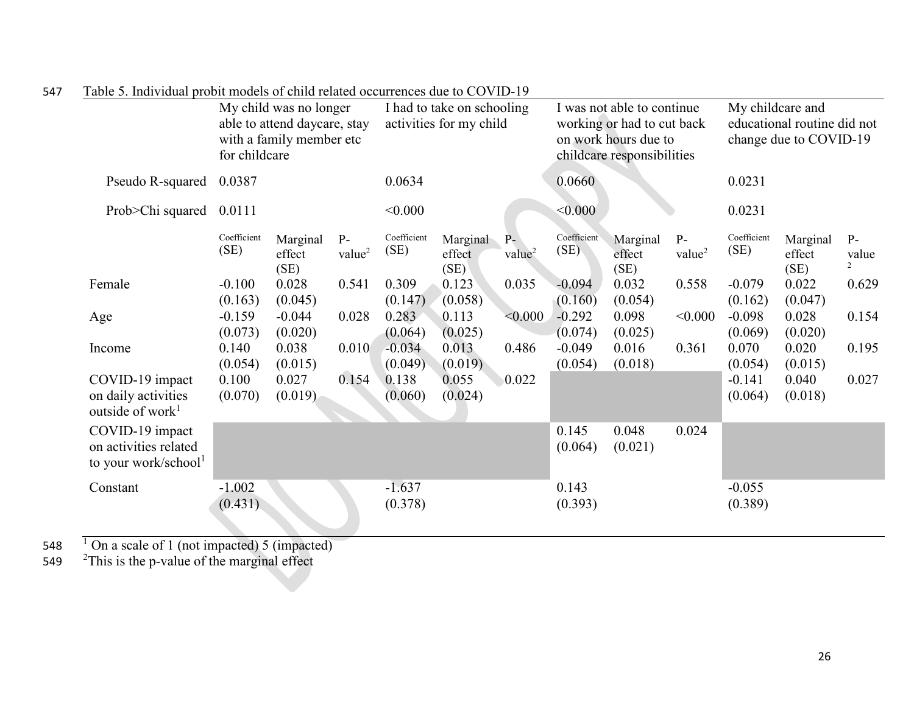Table 5. Individual probit models of child related occurrences due to COVID-19

| | My child was no longer able to attend daycare, stay with a family member etc for childcare | | | I had to take on schooling activities for my child | | | I was not able to continue working or had to cut back on work hours due to childcare responsibilities | | | My childcare and educational routine did not change due to COVID-19 | | |
|---|---|---|---|---|---|---|---|---|---|---|---|---|
| Pseudo R-squared | 0.0387 | | | 0.0634 | | | 0.0660 | | | 0.0231 | | |
| Prob>Chi squared | 0.0111 | | | <0.000 | | | <0.000 | | | 0.0231 | | |
| | Coefficient (SE) | Marginal effect (SE) | P-value[2] | Coefficient (SE) | Marginal effect (SE) | P-value[2] | Coefficient (SE) | Marginal effect (SE) | P-value[2] | Coefficient (SE) | Marginal effect (SE) | P-value[2] |
| Female | -0.100 (0.163) | 0.028 (0.045) | 0.541 | 0.309 (0.147) | 0.123 (0.058) | 0.035 | -0.094 (0.160) | 0.032 (0.054) | 0.558 | -0.079 (0.162) | 0.022 (0.047) | 0.629 |
| Age | -0.159 (0.073) | -0.044 (0.020) | 0.028 | 0.283 (0.064) | 0.113 (0.025) | <0.000 | -0.292 (0.074) | 0.098 (0.025) | <0.000 | -0.098 (0.069) | 0.028 (0.020) | 0.154 |
| Income | 0.140 (0.054) | 0.038 (0.015) | 0.010 | -0.034 (0.049) | 0.013 (0.019) | 0.486 | -0.049 (0.054) | 0.016 (0.018) | 0.361 | 0.070 (0.054) | 0.020 (0.015) | 0.195 |
| COVID-19 impact on daily activities outside of work[1] | 0.100 (0.070) | 0.027 (0.019) | 0.154 | 0.138 (0.060) | 0.055 (0.024) | 0.022 | | | | -0.141 (0.064) | 0.040 (0.018) | 0.027 |
| COVID-19 impact on activities related to your work/school[1] | | | | | | | 0.145 (0.064) | 0.048 (0.021) | 0.024 | | | |
| Constant | -1.002 (0.431) | | | -1.637 (0.378) | | | 0.143 (0.393) | | | -0.055 (0.389) | | |

[1] On a scale of 1 (not impacted) 5 (impacted)

[2] This is the p-value of the marginal effect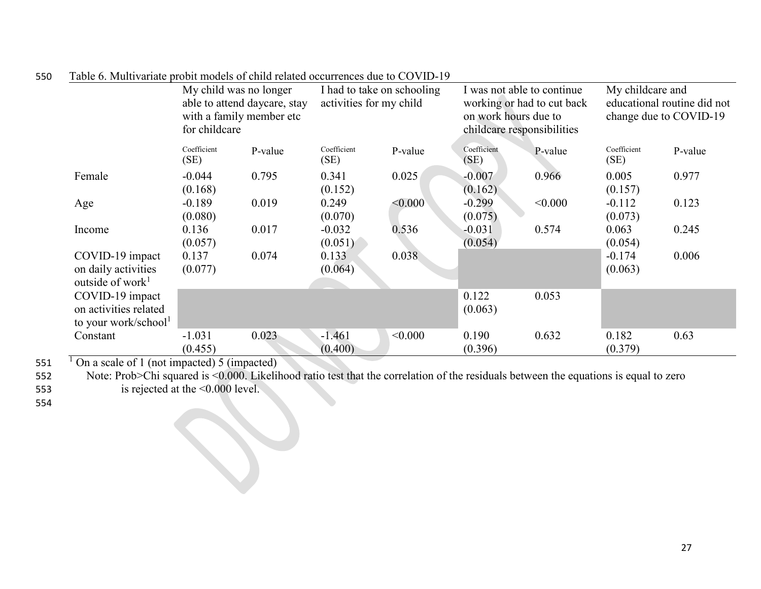Table 6. Multivariate probit models of child related occurrences due to COVID-19

| | My child was no longer able to attend daycare, stay with a family member etc for childcare | | I had to take on schooling activities for my child | | I was not able to continue working or had to cut back on work hours due to childcare responsibilities | | My childcare and educational routine did not change due to COVID-19 | |
|---|---|---|---|---|---|---|---|---|
| | Coefficient (SE) | P-value | Coefficient (SE) | P-value | Coefficient (SE) | P-value | Coefficient (SE) | P-value |
| Female | -0.044 (0.168) | 0.795 | 0.341 (0.152) | 0.025 | -0.007 (0.162) | 0.966 | 0.005 (0.157) | 0.977 |
| Age | -0.189 (0.080) | 0.019 | 0.249 (0.070) | <0.000 | -0.299 (0.075) | <0.000 | -0.112 (0.073) | 0.123 |
| Income | 0.136 (0.057) | 0.017 | -0.032 (0.051) | 0.536 | -0.031 (0.054) | 0.574 | 0.063 (0.054) | 0.245 |
| COVID-19 impact on daily activities outside of work[1] | 0.137 (0.077) | 0.074 | 0.133 (0.064) | 0.038 | | | -0.174 (0.063) | 0.006 |
| COVID-19 impact on activities related to your work/school[1] | | | | | 0.122 (0.063) | 0.053 | | |
| Constant | -1.031 (0.455) | 0.023 | -1.461 (0.400) | <0.000 | 0.190 (0.396) | 0.632 | 0.182 (0.379) | 0.63 |

[1] On a scale of 1 (not impacted) 5 (impacted)

Note: Prob>Chi squared is <0.000. Likelihood ratio test that the correlation of the residuals between the equations is equal to zero is rejected at the <0.000 level.